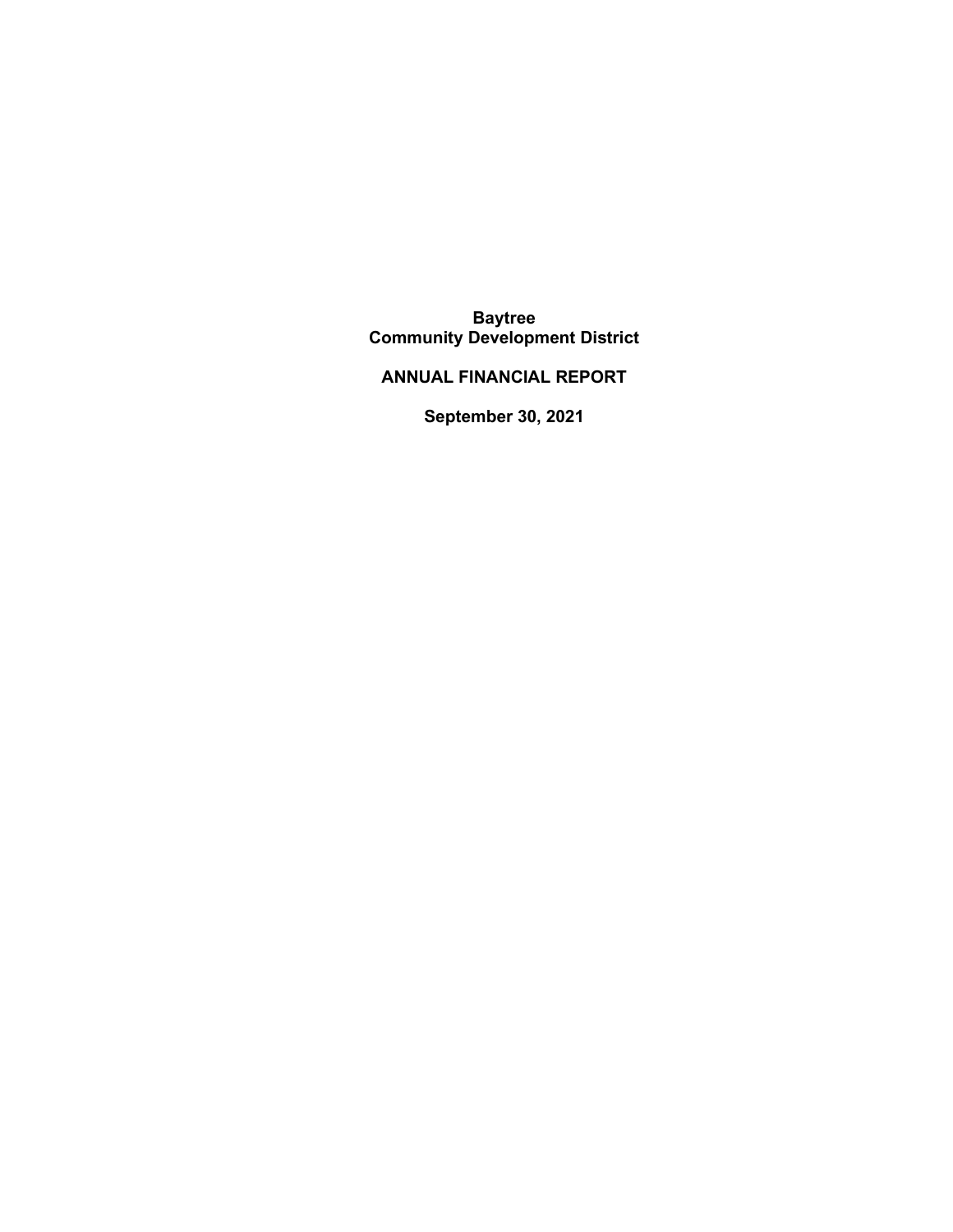# Baytree
# Community Development District

## ANNUAL FINANCIAL REPORT

## September 30, 2021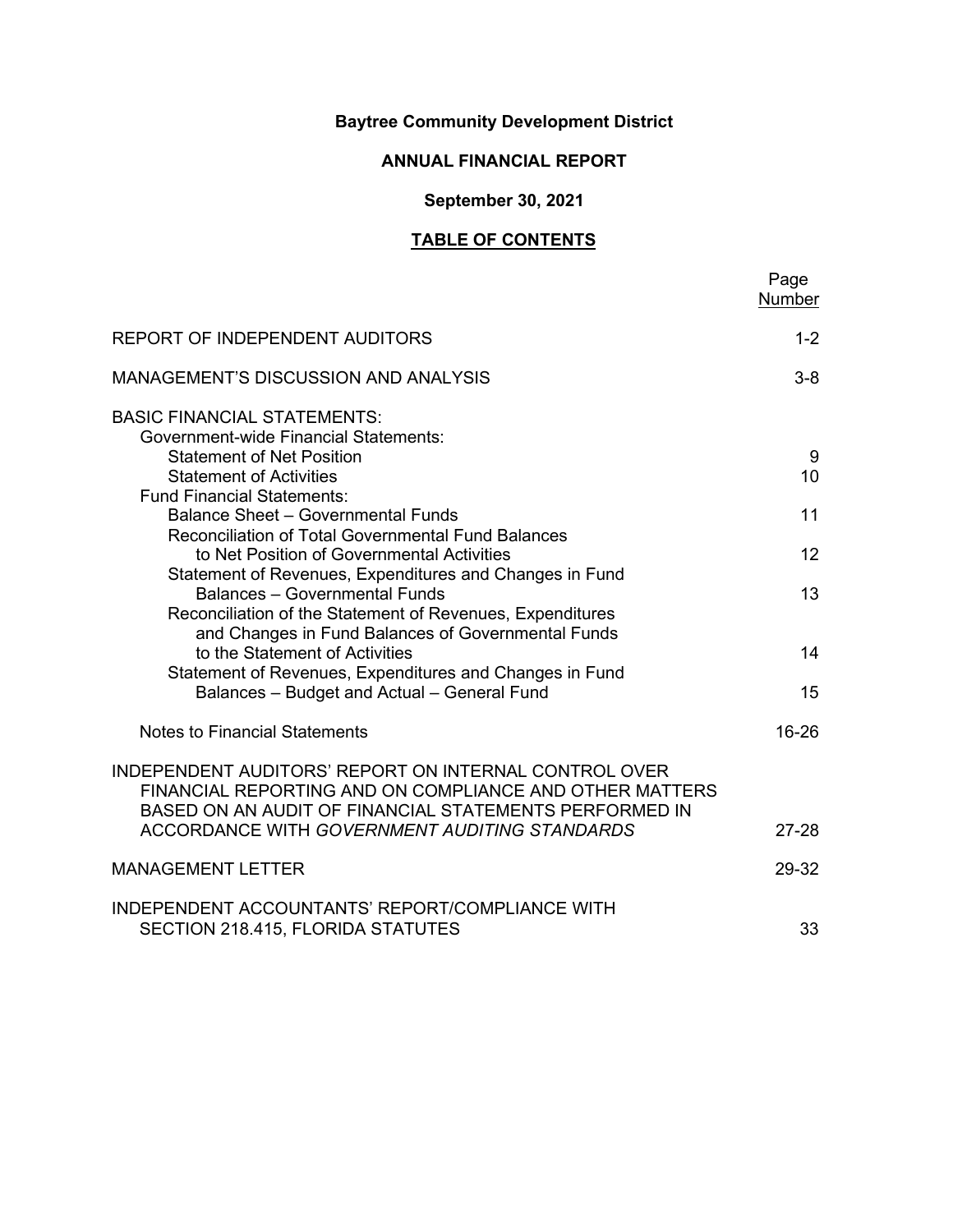# Baytree Community Development District

## ANNUAL FINANCIAL REPORT

### September 30, 2021

### TABLE OF CONTENTS

| | Page Number |
|---|---|
| REPORT OF INDEPENDENT AUDITORS | 1-2 |
| MANAGEMENT'S DISCUSSION AND ANALYSIS | 3-8 |
| BASIC FINANCIAL STATEMENTS: | |
| Government-wide Financial Statements: | |
| Statement of Net Position | 9 |
| Statement of Activities | 10 |
| Fund Financial Statements: | |
| Balance Sheet – Governmental Funds | 11 |
| Reconciliation of Total Governmental Fund Balances to Net Position of Governmental Activities | 12 |
| Statement of Revenues, Expenditures and Changes in Fund Balances – Governmental Funds | 13 |
| Reconciliation of the Statement of Revenues, Expenditures and Changes in Fund Balances of Governmental Funds to the Statement of Activities | 14 |
| Statement of Revenues, Expenditures and Changes in Fund Balances – Budget and Actual – General Fund | 15 |
| Notes to Financial Statements | 16-26 |
| INDEPENDENT AUDITORS' REPORT ON INTERNAL CONTROL OVER FINANCIAL REPORTING AND ON COMPLIANCE AND OTHER MATTERS BASED ON AN AUDIT OF FINANCIAL STATEMENTS PERFORMED IN ACCORDANCE WITH *GOVERNMENT AUDITING STANDARDS* | 27-28 |
| MANAGEMENT LETTER | 29-32 |
| INDEPENDENT ACCOUNTANTS' REPORT/COMPLIANCE WITH SECTION 218.415, FLORIDA STATUTES | 33 |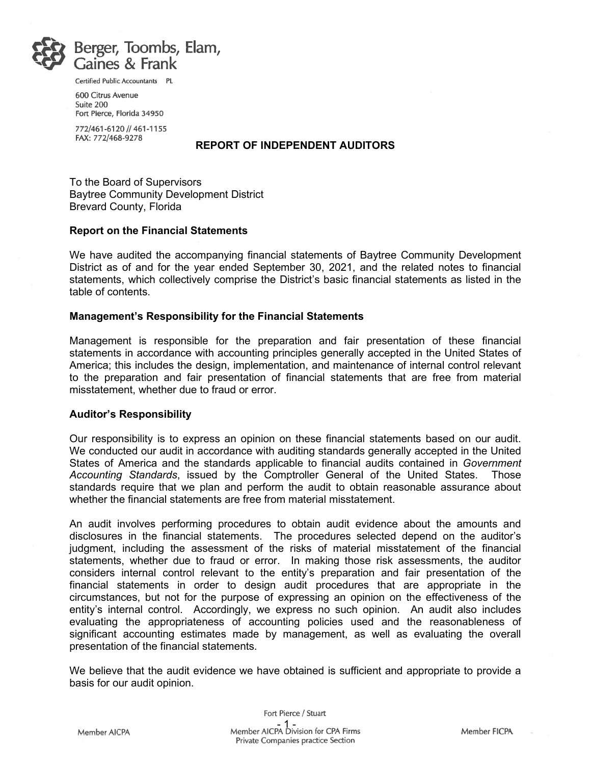Berger, Toombs, Elam, Gaines & Frank

Certified Public Accountants PL

600 Citrus Avenue
Suite 200
Fort Pierce, Florida 34950

772/461-6120 // 461-1155
FAX: 772/468-9278

# REPORT OF INDEPENDENT AUDITORS

To the Board of Supervisors
Baytree Community Development District
Brevard County, Florida

**Report on the Financial Statements**

We have audited the accompanying financial statements of Baytree Community Development District as of and for the year ended September 30, 2021, and the related notes to financial statements, which collectively comprise the District's basic financial statements as listed in the table of contents.

**Management's Responsibility for the Financial Statements**

Management is responsible for the preparation and fair presentation of these financial statements in accordance with accounting principles generally accepted in the United States of America; this includes the design, implementation, and maintenance of internal control relevant to the preparation and fair presentation of financial statements that are free from material misstatement, whether due to fraud or error.

**Auditor's Responsibility**

Our responsibility is to express an opinion on these financial statements based on our audit. We conducted our audit in accordance with auditing standards generally accepted in the United States of America and the standards applicable to financial audits contained in *Government Accounting Standards*, issued by the Comptroller General of the United States. Those standards require that we plan and perform the audit to obtain reasonable assurance about whether the financial statements are free from material misstatement.

An audit involves performing procedures to obtain audit evidence about the amounts and disclosures in the financial statements. The procedures selected depend on the auditor's judgment, including the assessment of the risks of material misstatement of the financial statements, whether due to fraud or error. In making those risk assessments, the auditor considers internal control relevant to the entity's preparation and fair presentation of the financial statements in order to design audit procedures that are appropriate in the circumstances, but not for the purpose of expressing an opinion on the effectiveness of the entity's internal control. Accordingly, we express no such opinion. An audit also includes evaluating the appropriateness of accounting policies used and the reasonableness of significant accounting estimates made by management, as well as evaluating the overall presentation of the financial statements.

We believe that the audit evidence we have obtained is sufficient and appropriate to provide a basis for our audit opinion.

Fort Pierce / Stuart

Member AICPA    Member AICPA Division for CPA Firms Private Companies practice Section    Member FICPA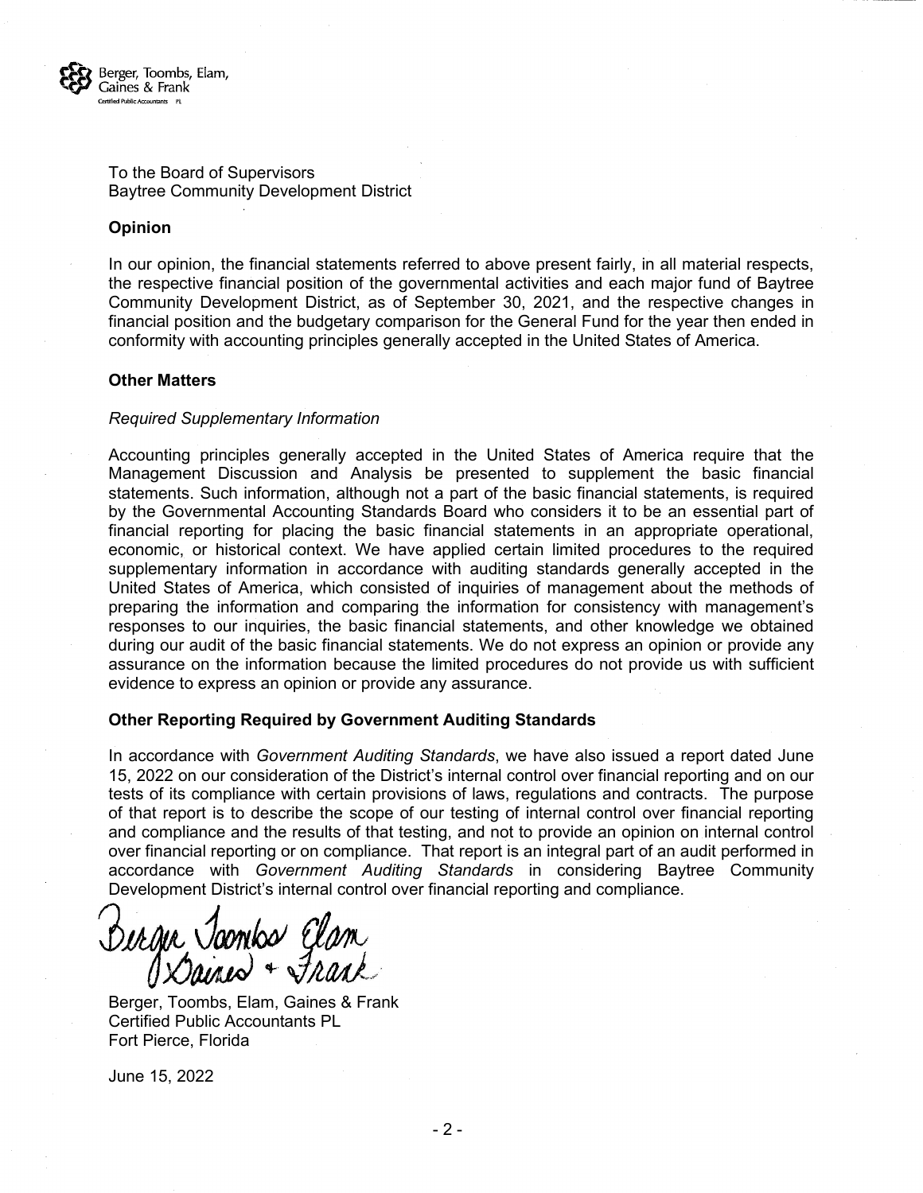Berger, Toombs, Elam, Gaines & Frank
Certified Public Accountants PL

To the Board of Supervisors
Baytree Community Development District

**Opinion**

In our opinion, the financial statements referred to above present fairly, in all material respects, the respective financial position of the governmental activities and each major fund of Baytree Community Development District, as of September 30, 2021, and the respective changes in financial position and the budgetary comparison for the General Fund for the year then ended in conformity with accounting principles generally accepted in the United States of America.

**Other Matters**

*Required Supplementary Information*

Accounting principles generally accepted in the United States of America require that the Management Discussion and Analysis be presented to supplement the basic financial statements. Such information, although not a part of the basic financial statements, is required by the Governmental Accounting Standards Board who considers it to be an essential part of financial reporting for placing the basic financial statements in an appropriate operational, economic, or historical context. We have applied certain limited procedures to the required supplementary information in accordance with auditing standards generally accepted in the United States of America, which consisted of inquiries of management about the methods of preparing the information and comparing the information for consistency with management's responses to our inquiries, the basic financial statements, and other knowledge we obtained during our audit of the basic financial statements. We do not express an opinion or provide any assurance on the information because the limited procedures do not provide us with sufficient evidence to express an opinion or provide any assurance.

**Other Reporting Required by Government Auditing Standards**

In accordance with *Government Auditing Standards*, we have also issued a report dated June 15, 2022 on our consideration of the District's internal control over financial reporting and on our tests of its compliance with certain provisions of laws, regulations and contracts. The purpose of that report is to describe the scope of our testing of internal control over financial reporting and compliance and the results of that testing, and not to provide an opinion on internal control over financial reporting or on compliance. That report is an integral part of an audit performed in accordance with *Government Auditing Standards* in considering Baytree Community Development District's internal control over financial reporting and compliance.

Berger Toombs Elam Gaines + Frank

Berger, Toombs, Elam, Gaines & Frank
Certified Public Accountants PL
Fort Pierce, Florida

June 15, 2022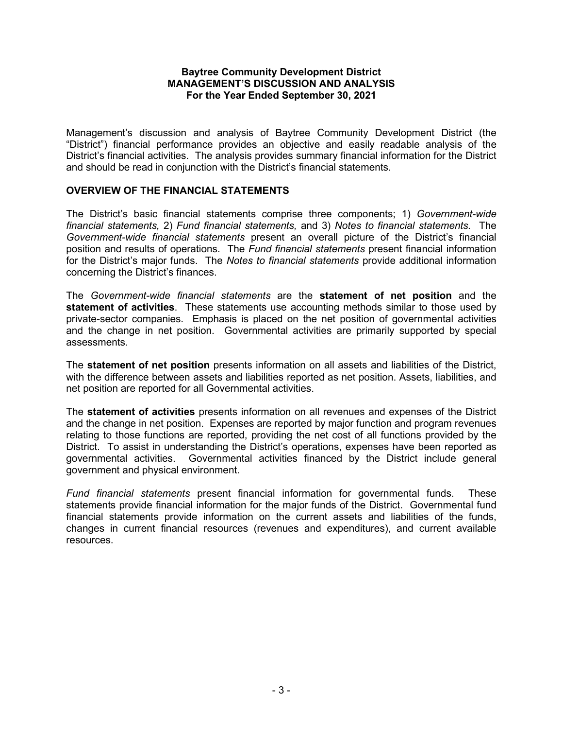**Baytree Community Development District**
**MANAGEMENT'S DISCUSSION AND ANALYSIS**
**For the Year Ended September 30, 2021**

Management's discussion and analysis of Baytree Community Development District (the "District") financial performance provides an objective and easily readable analysis of the District's financial activities. The analysis provides summary financial information for the District and should be read in conjunction with the District's financial statements.

## OVERVIEW OF THE FINANCIAL STATEMENTS

The District's basic financial statements comprise three components; 1) *Government-wide financial statements,* 2) *Fund financial statements,* and 3) *Notes to financial statements.* The *Government-wide financial statements* present an overall picture of the District's financial position and results of operations. The *Fund financial statements* present financial information for the District's major funds. The *Notes to financial statements* provide additional information concerning the District's finances.

The *Government-wide financial statements* are the **statement of net position** and the **statement of activities**. These statements use accounting methods similar to those used by private-sector companies. Emphasis is placed on the net position of governmental activities and the change in net position. Governmental activities are primarily supported by special assessments.

The **statement of net position** presents information on all assets and liabilities of the District, with the difference between assets and liabilities reported as net position. Assets, liabilities, and net position are reported for all Governmental activities.

The **statement of activities** presents information on all revenues and expenses of the District and the change in net position. Expenses are reported by major function and program revenues relating to those functions are reported, providing the net cost of all functions provided by the District. To assist in understanding the District's operations, expenses have been reported as governmental activities. Governmental activities financed by the District include general government and physical environment.

*Fund financial statements* present financial information for governmental funds. These statements provide financial information for the major funds of the District. Governmental fund financial statements provide information on the current assets and liabilities of the funds, changes in current financial resources (revenues and expenditures), and current available resources.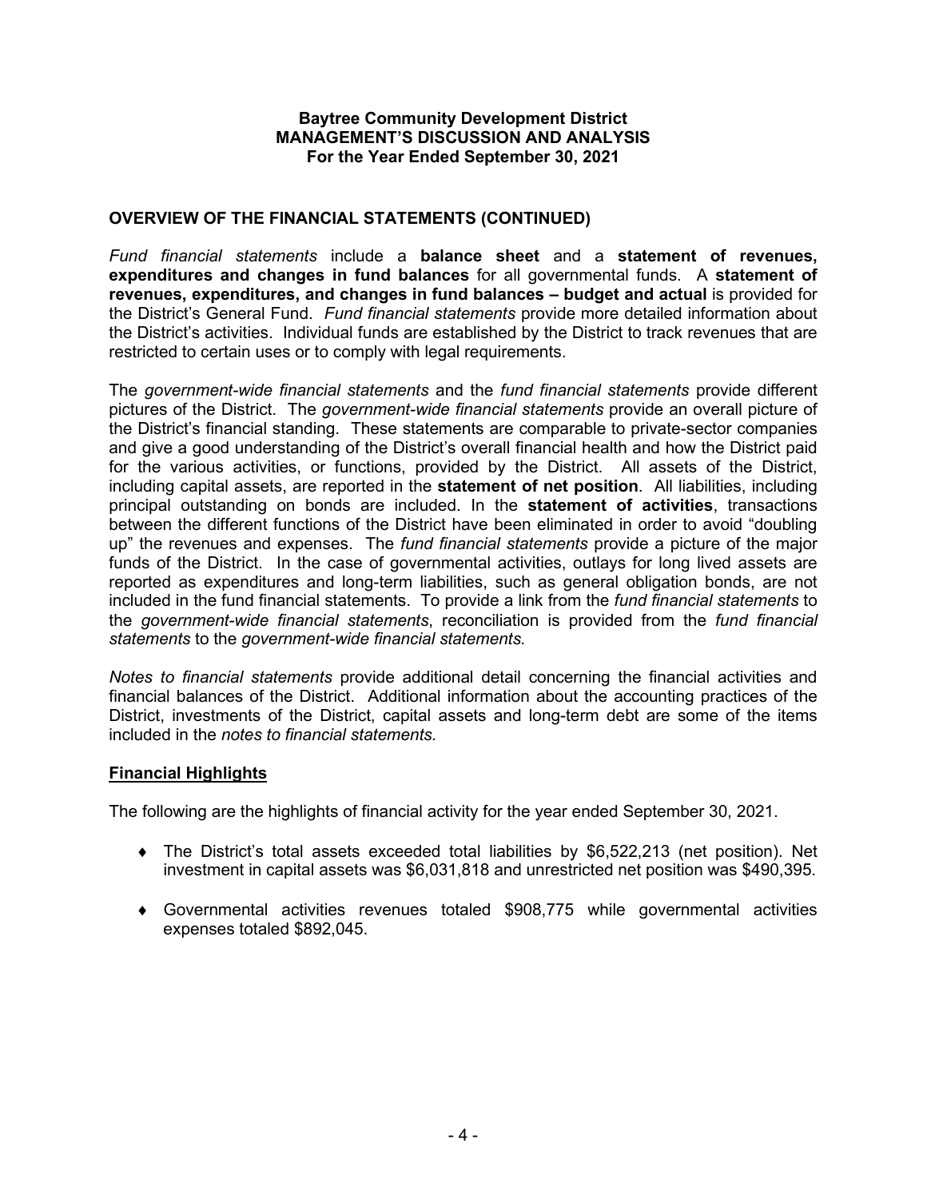**Baytree Community Development District**
**MANAGEMENT'S DISCUSSION AND ANALYSIS**
**For the Year Ended September 30, 2021**

## OVERVIEW OF THE FINANCIAL STATEMENTS (CONTINUED)

*Fund financial statements* include a **balance sheet** and a **statement of revenues, expenditures and changes in fund balances** for all governmental funds. A **statement of revenues, expenditures, and changes in fund balances – budget and actual** is provided for the District's General Fund. *Fund financial statements* provide more detailed information about the District's activities. Individual funds are established by the District to track revenues that are restricted to certain uses or to comply with legal requirements.

The *government-wide financial statements* and the *fund financial statements* provide different pictures of the District. The *government-wide financial statements* provide an overall picture of the District's financial standing. These statements are comparable to private-sector companies and give a good understanding of the District's overall financial health and how the District paid for the various activities, or functions, provided by the District. All assets of the District, including capital assets, are reported in the **statement of net position**. All liabilities, including principal outstanding on bonds are included. In the **statement of activities**, transactions between the different functions of the District have been eliminated in order to avoid "doubling up" the revenues and expenses. The *fund financial statements* provide a picture of the major funds of the District. In the case of governmental activities, outlays for long lived assets are reported as expenditures and long-term liabilities, such as general obligation bonds, are not included in the fund financial statements. To provide a link from the *fund financial statements* to the *government-wide financial statements*, reconciliation is provided from the *fund financial statements* to the *government-wide financial statements.*

*Notes to financial statements* provide additional detail concerning the financial activities and financial balances of the District. Additional information about the accounting practices of the District, investments of the District, capital assets and long-term debt are some of the items included in the *notes to financial statements.*

### Financial Highlights

The following are the highlights of financial activity for the year ended September 30, 2021.

- The District's total assets exceeded total liabilities by $6,522,213 (net position). Net investment in capital assets was $6,031,818 and unrestricted net position was $490,395.
- Governmental activities revenues totaled $908,775 while governmental activities expenses totaled $892,045.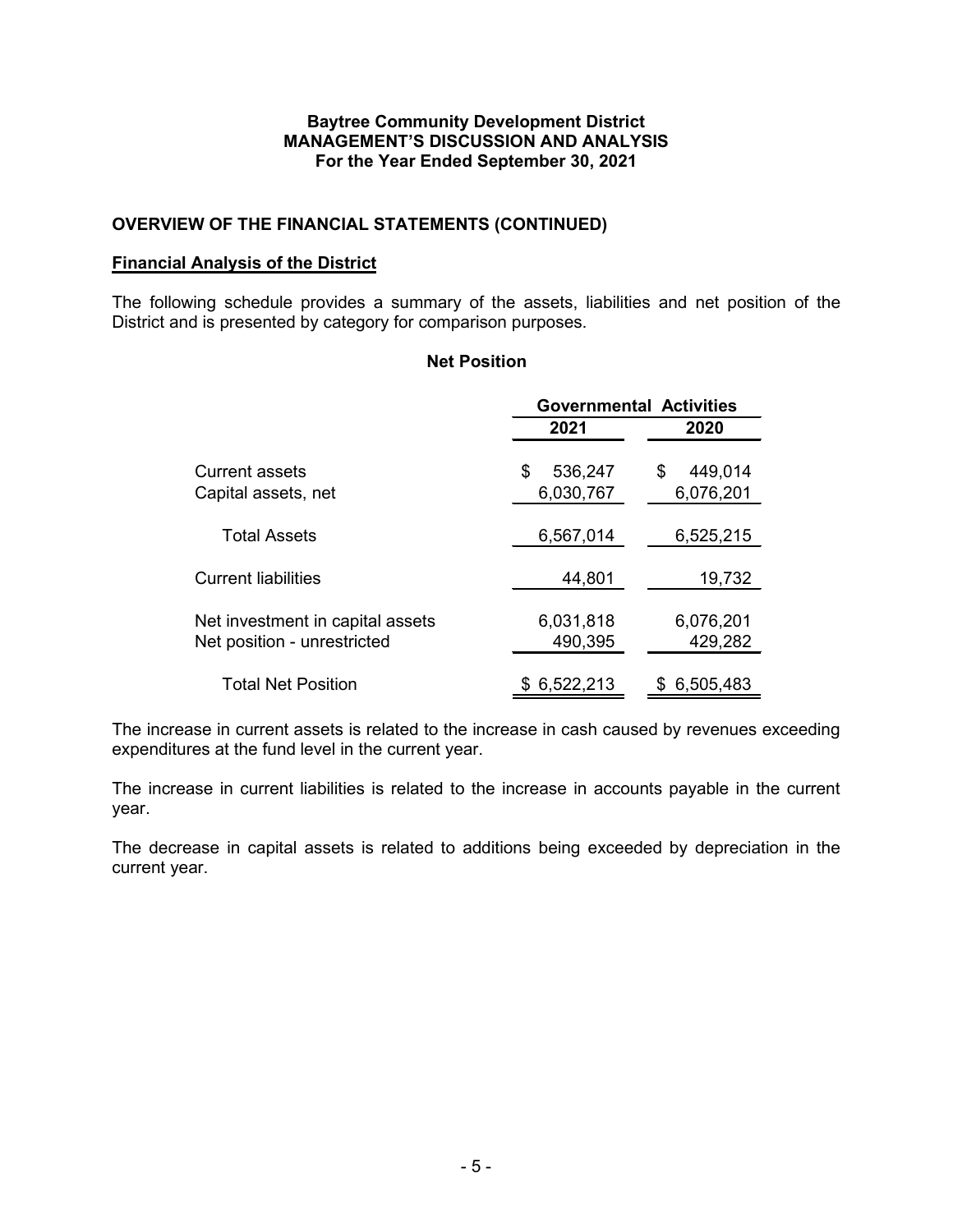# Baytree Community Development District
## MANAGEMENT'S DISCUSSION AND ANALYSIS
### For the Year Ended September 30, 2021

## OVERVIEW OF THE FINANCIAL STATEMENTS (CONTINUED)

### Financial Analysis of the District

The following schedule provides a summary of the assets, liabilities and net position of the District and is presented by category for comparison purposes.

**Net Position**

| | Governmental Activities | |
|---|---|---|
| | **2021** | **2020** |
| Current assets | $ 536,247 | $ 449,014 |
| Capital assets, net | 6,030,767 | 6,076,201 |
| Total Assets | 6,567,014 | 6,525,215 |
| Current liabilities | 44,801 | 19,732 |
| Net investment in capital assets | 6,031,818 | 6,076,201 |
| Net position - unrestricted | 490,395 | 429,282 |
| Total Net Position | $ 6,522,213 | $ 6,505,483 |

The increase in current assets is related to the increase in cash caused by revenues exceeding expenditures at the fund level in the current year.

The increase in current liabilities is related to the increase in accounts payable in the current year.

The decrease in capital assets is related to additions being exceeded by depreciation in the current year.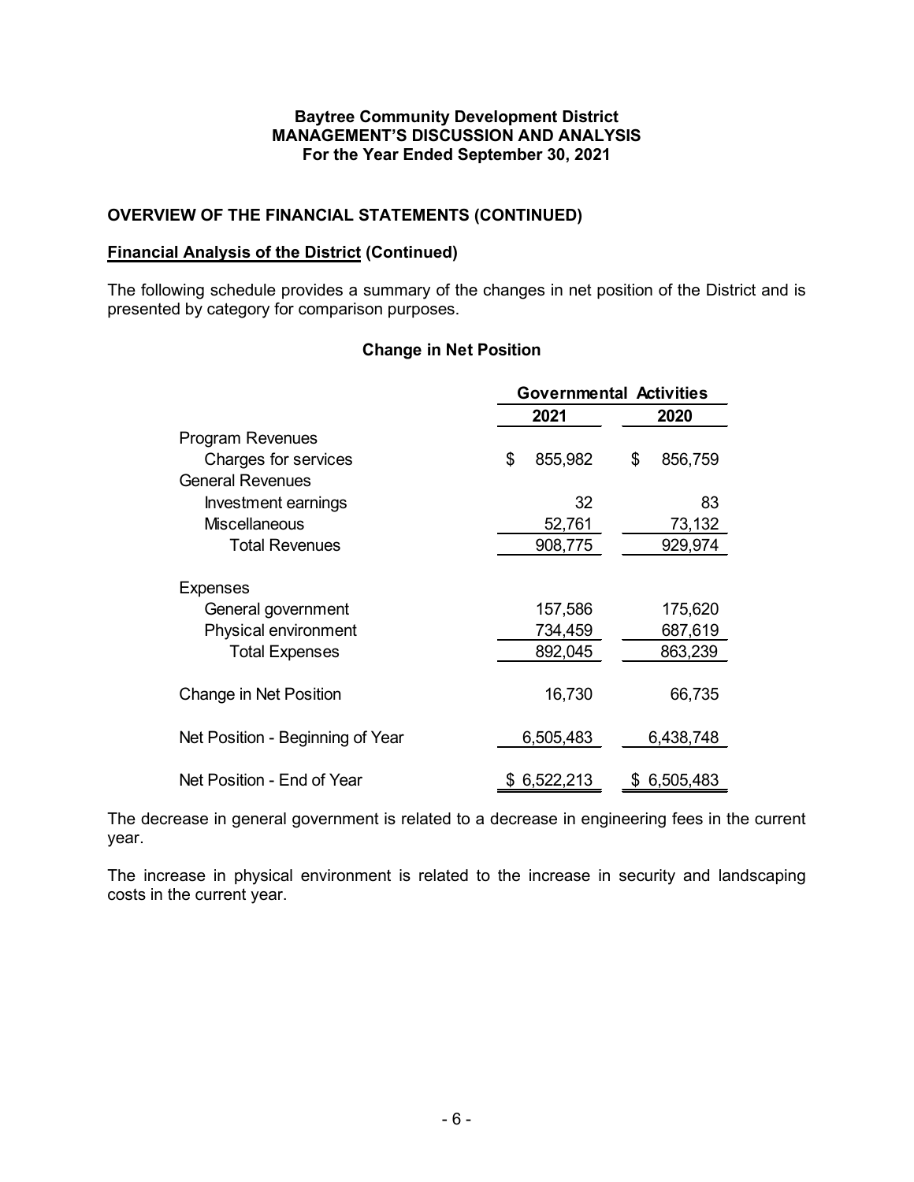## OVERVIEW OF THE FINANCIAL STATEMENTS (CONTINUED)

### Financial Analysis of the District (Continued)

The following schedule provides a summary of the changes in net position of the District and is presented by category for comparison purposes.

**Change in Net Position**

| | Governmental Activities | |
|---|---|---|
| | **2021** | **2020** |
| Program Revenues | | |
| Charges for services | $ 855,982 | $ 856,759 |
| General Revenues | | |
| Investment earnings | 32 | 83 |
| Miscellaneous | 52,761 | 73,132 |
| Total Revenues | 908,775 | 929,974 |
| Expenses | | |
| General government | 157,586 | 175,620 |
| Physical environment | 734,459 | 687,619 |
| Total Expenses | 892,045 | 863,239 |
| Change in Net Position | 16,730 | 66,735 |
| Net Position - Beginning of Year | 6,505,483 | 6,438,748 |
| Net Position - End of Year | $ 6,522,213 | $ 6,505,483 |

The decrease in general government is related to a decrease in engineering fees in the current year.

The increase in physical environment is related to the increase in security and landscaping costs in the current year.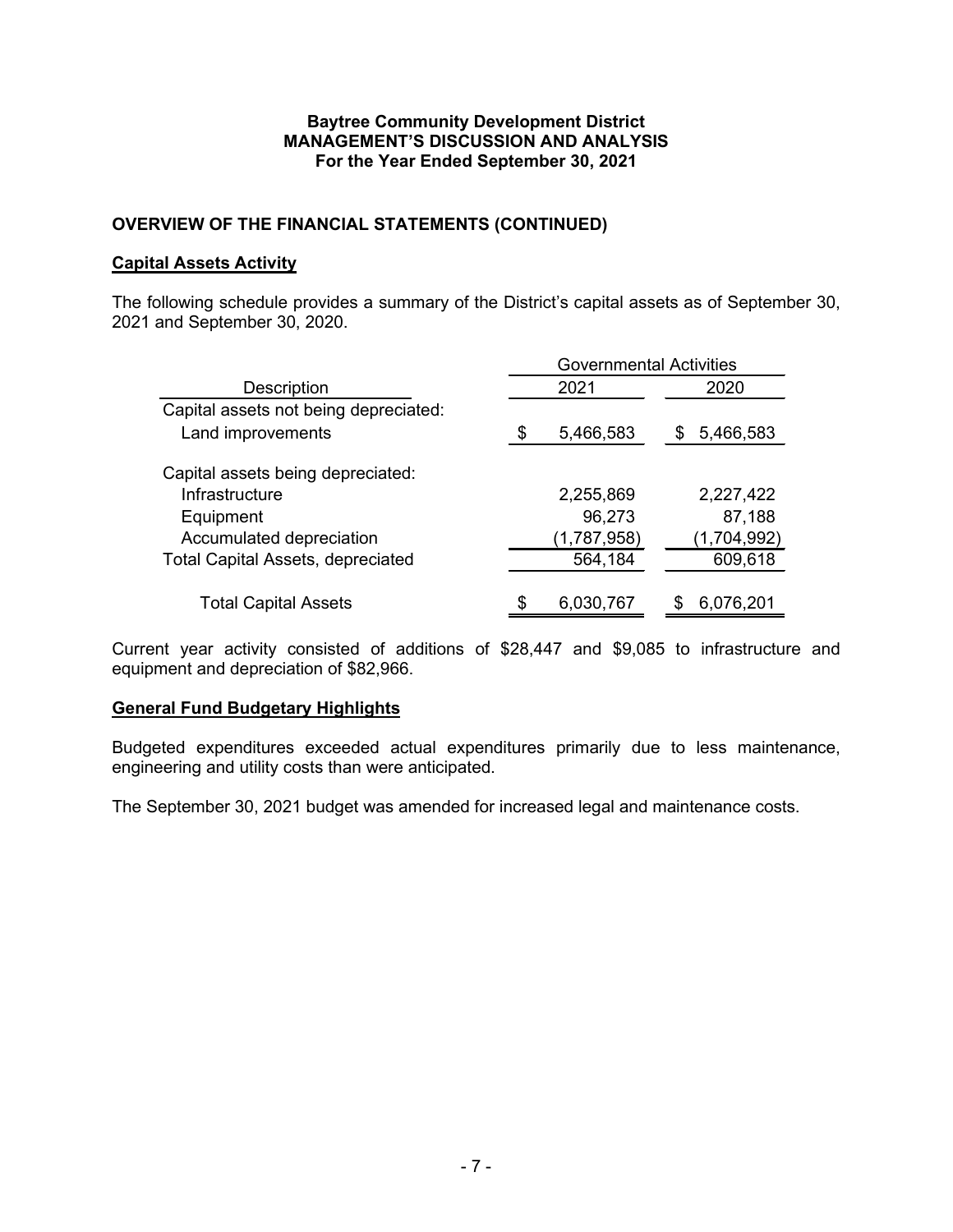**Baytree Community Development District**
**MANAGEMENT'S DISCUSSION AND ANALYSIS**
**For the Year Ended September 30, 2021**

## OVERVIEW OF THE FINANCIAL STATEMENTS (CONTINUED)

### Capital Assets Activity

The following schedule provides a summary of the District's capital assets as of September 30, 2021 and September 30, 2020.

| Description | Governmental Activities | |
|---|---|---|
| | 2021 | 2020 |
| Capital assets not being depreciated: | | |
| Land improvements | $ 5,466,583 | $ 5,466,583 |
| Capital assets being depreciated: | | |
| Infrastructure | 2,255,869 | 2,227,422 |
| Equipment | 96,273 | 87,188 |
| Accumulated depreciation | (1,787,958) | (1,704,992) |
| Total Capital Assets, depreciated | 564,184 | 609,618 |
| Total Capital Assets | $ 6,030,767 | $ 6,076,201 |

Current year activity consisted of additions of $28,447 and $9,085 to infrastructure and equipment and depreciation of $82,966.

### General Fund Budgetary Highlights

Budgeted expenditures exceeded actual expenditures primarily due to less maintenance, engineering and utility costs than were anticipated.

The September 30, 2021 budget was amended for increased legal and maintenance costs.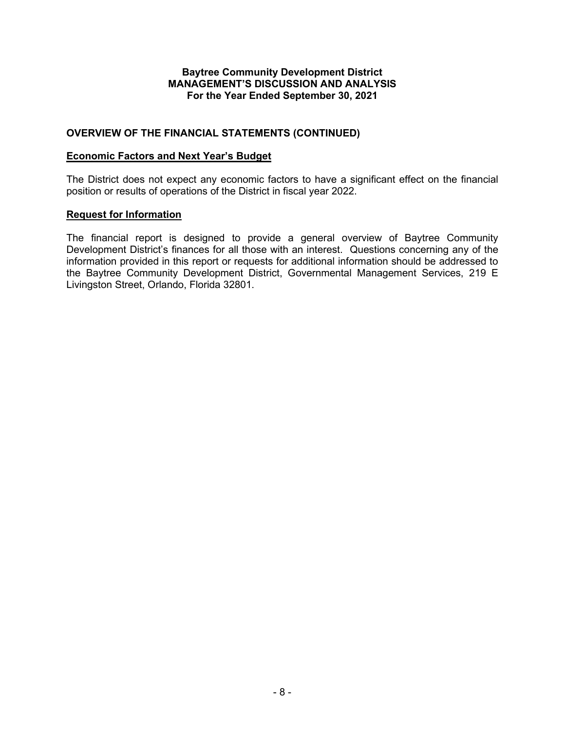**Baytree Community Development District**
**MANAGEMENT'S DISCUSSION AND ANALYSIS**
**For the Year Ended September 30, 2021**

## OVERVIEW OF THE FINANCIAL STATEMENTS (CONTINUED)

### Economic Factors and Next Year's Budget

The District does not expect any economic factors to have a significant effect on the financial position or results of operations of the District in fiscal year 2022.

### Request for Information

The financial report is designed to provide a general overview of Baytree Community Development District's finances for all those with an interest. Questions concerning any of the information provided in this report or requests for additional information should be addressed to the Baytree Community Development District, Governmental Management Services, 219 E Livingston Street, Orlando, Florida 32801.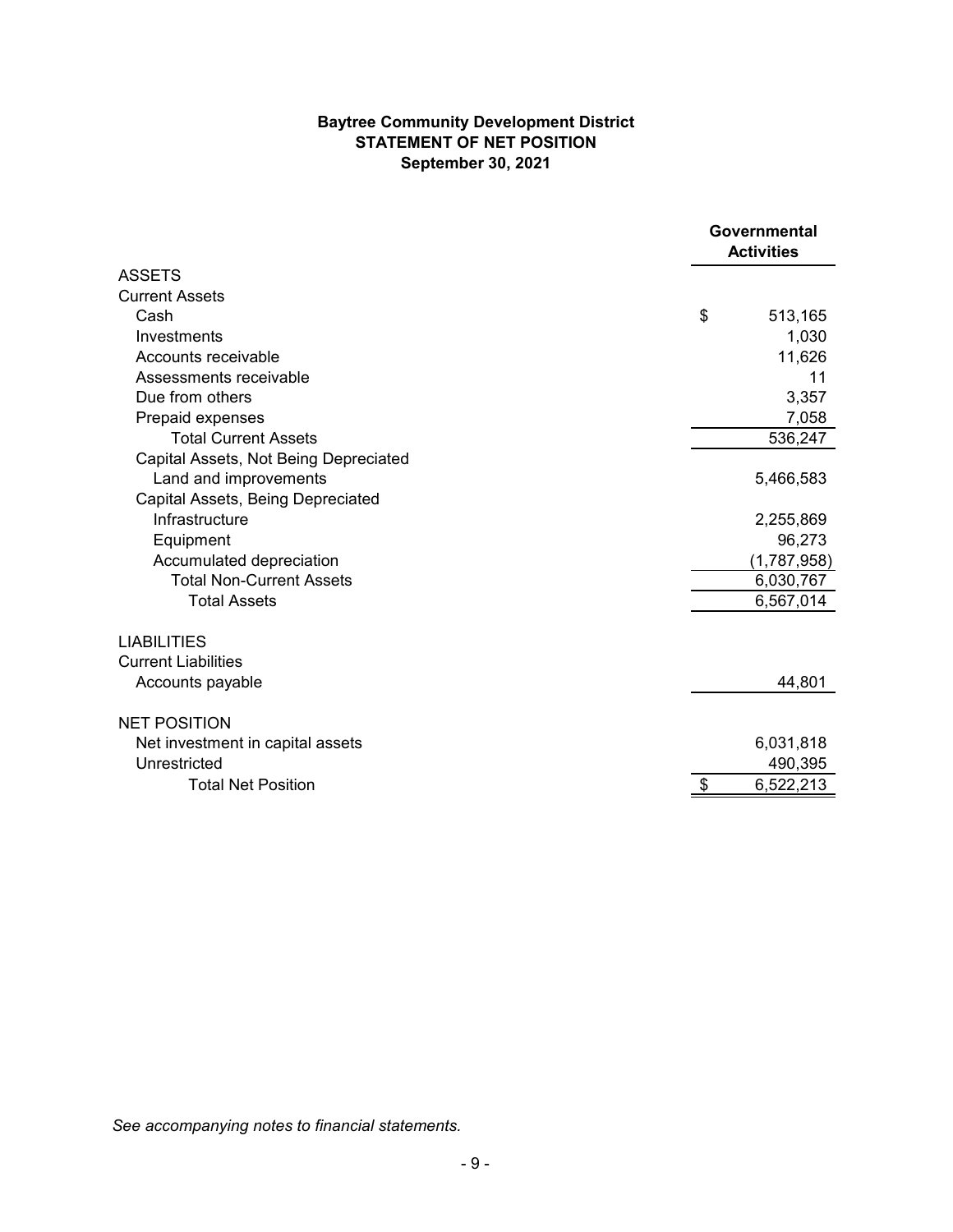**Baytree Community Development District**
**STATEMENT OF NET POSITION**
**September 30, 2021**

| | Governmental Activities |
|---|---|
| ASSETS | |
| Current Assets | |
| Cash | $ 513,165 |
| Investments | 1,030 |
| Accounts receivable | 11,626 |
| Assessments receivable | 11 |
| Due from others | 3,357 |
| Prepaid expenses | 7,058 |
| Total Current Assets | 536,247 |
| Capital Assets, Not Being Depreciated | |
| Land and improvements | 5,466,583 |
| Capital Assets, Being Depreciated | |
| Infrastructure | 2,255,869 |
| Equipment | 96,273 |
| Accumulated depreciation | (1,787,958) |
| Total Non-Current Assets | 6,030,767 |
| Total Assets | 6,567,014 |
| | |
| LIABILITIES | |
| Current Liabilities | |
| Accounts payable | 44,801 |
| | |
| NET POSITION | |
| Net investment in capital assets | 6,031,818 |
| Unrestricted | 490,395 |
| Total Net Position | $ 6,522,213 |

*See accompanying notes to financial statements.*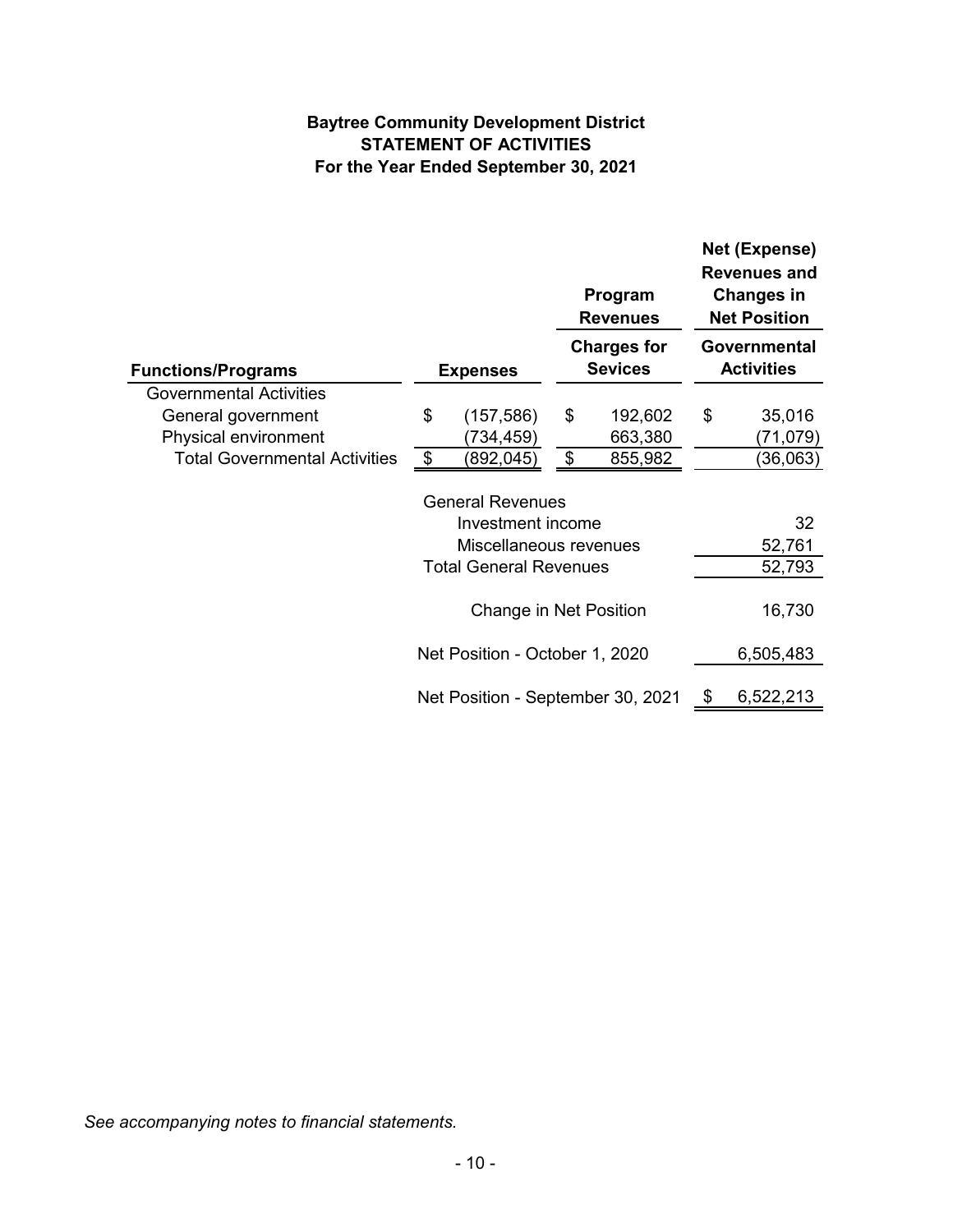**Baytree Community Development District**
**STATEMENT OF ACTIVITIES**
**For the Year Ended September 30, 2021**

| | | Program Revenues | Net (Expense) Revenues and Changes in Net Position |
|---|---|---|---|
| **Functions/Programs** | **Expenses** | **Charges for Sevices** | **Governmental Activities** |
| Governmental Activities | | | |
| General government | $ (157,586) | $ 192,602 | $ 35,016 |
| Physical environment | (734,459) | 663,380 | (71,079) |
| Total Governmental Activities | $ (892,045) | $ 855,982 | (36,063) |
| | General Revenues | | |
| | Investment income | | 32 |
| | Miscellaneous revenues | | 52,761 |
| | Total General Revenues | | 52,793 |
| | Change in Net Position | | 16,730 |
| | Net Position - October 1, 2020 | | 6,505,483 |
| | Net Position - September 30, 2021 | | $ 6,522,213 |

*See accompanying notes to financial statements.*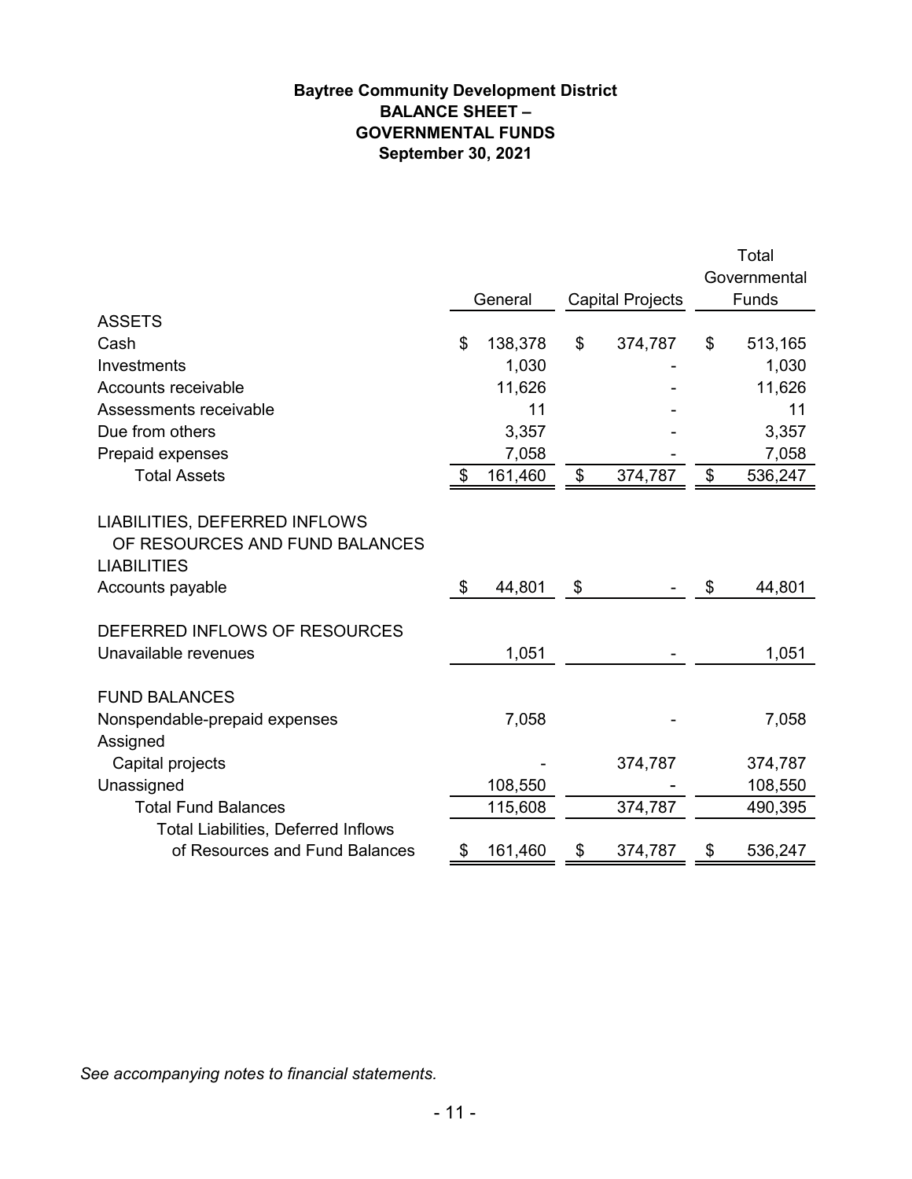**Baytree Community Development District**
**BALANCE SHEET –**
**GOVERNMENTAL FUNDS**
**September 30, 2021**

| | General | Capital Projects | Total Governmental Funds |
|---|---|---|---|
| ASSETS | | | |
| Cash | $ 138,378 | $ 374,787 | $ 513,165 |
| Investments | 1,030 | - | 1,030 |
| Accounts receivable | 11,626 | - | 11,626 |
| Assessments receivable | 11 | - | 11 |
| Due from others | 3,357 | - | 3,357 |
| Prepaid expenses | 7,058 | - | 7,058 |
| Total Assets | $ 161,460 | $ 374,787 | $ 536,247 |
| LIABILITIES, DEFERRED INFLOWS OF RESOURCES AND FUND BALANCES | | | |
| LIABILITIES | | | |
| Accounts payable | $ 44,801 | $ - | $ 44,801 |
| DEFERRED INFLOWS OF RESOURCES | | | |
| Unavailable revenues | 1,051 | - | 1,051 |
| FUND BALANCES | | | |
| Nonspendable-prepaid expenses | 7,058 | - | 7,058 |
| Assigned | | | |
| Capital projects | - | 374,787 | 374,787 |
| Unassigned | 108,550 | - | 108,550 |
| Total Fund Balances | 115,608 | 374,787 | 490,395 |
| Total Liabilities, Deferred Inflows of Resources and Fund Balances | $ 161,460 | $ 374,787 | $ 536,247 |

*See accompanying notes to financial statements.*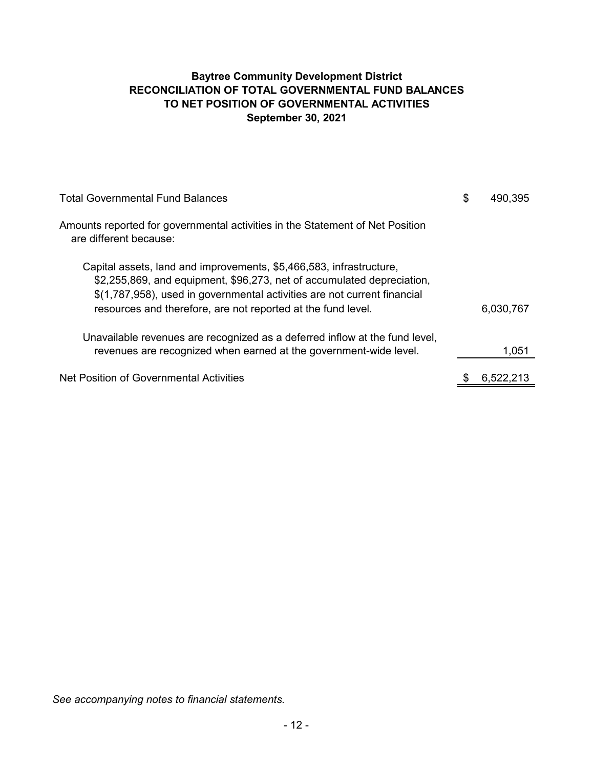# Baytree Community Development District
## RECONCILIATION OF TOTAL GOVERNMENTAL FUND BALANCES TO NET POSITION OF GOVERNMENTAL ACTIVITIES
### September 30, 2021

| | | |
|---|---|---|
| Total Governmental Fund Balances | $ | 490,395 |
| Amounts reported for governmental activities in the Statement of Net Position are different because: | | |
| Capital assets, land and improvements, $5,466,583, infrastructure, $2,255,869, and equipment, $96,273, net of accumulated depreciation, $(1,787,958), used in governmental activities are not current financial resources and therefore, are not reported at the fund level. | | 6,030,767 |
| Unavailable revenues are recognized as a deferred inflow at the fund level, revenues are recognized when earned at the government-wide level. | | 1,051 |
| Net Position of Governmental Activities | $ | 6,522,213 |

*See accompanying notes to financial statements.*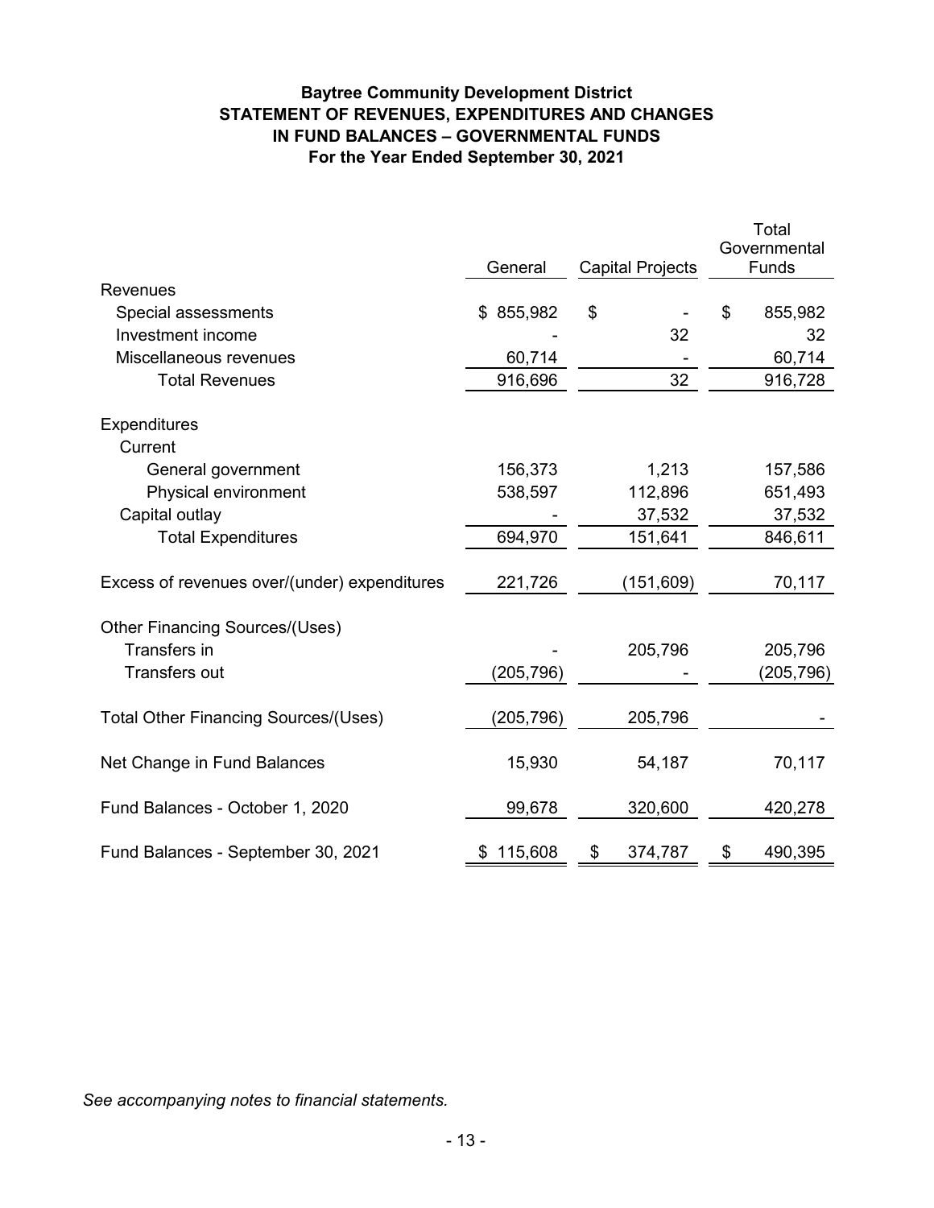**Baytree Community Development District**
**STATEMENT OF REVENUES, EXPENDITURES AND CHANGES IN FUND BALANCES – GOVERNMENTAL FUNDS**
**For the Year Ended September 30, 2021**

| | General | Capital Projects | Total Governmental Funds |
|---|---|---|---|
| Revenues | | | |
| Special assessments | $ 855,982 | $ - | $ 855,982 |
| Investment income | - | 32 | 32 |
| Miscellaneous revenues | 60,714 | - | 60,714 |
| Total Revenues | 916,696 | 32 | 916,728 |
| Expenditures | | | |
| Current | | | |
| General government | 156,373 | 1,213 | 157,586 |
| Physical environment | 538,597 | 112,896 | 651,493 |
| Capital outlay | - | 37,532 | 37,532 |
| Total Expenditures | 694,970 | 151,641 | 846,611 |
| Excess of revenues over/(under) expenditures | 221,726 | (151,609) | 70,117 |
| Other Financing Sources/(Uses) | | | |
| Transfers in | - | 205,796 | 205,796 |
| Transfers out | (205,796) | - | (205,796) |
| Total Other Financing Sources/(Uses) | (205,796) | 205,796 | - |
| Net Change in Fund Balances | 15,930 | 54,187 | 70,117 |
| Fund Balances - October 1, 2020 | 99,678 | 320,600 | 420,278 |
| Fund Balances - September 30, 2021 | $ 115,608 | $ 374,787 | $ 490,395 |

*See accompanying notes to financial statements.*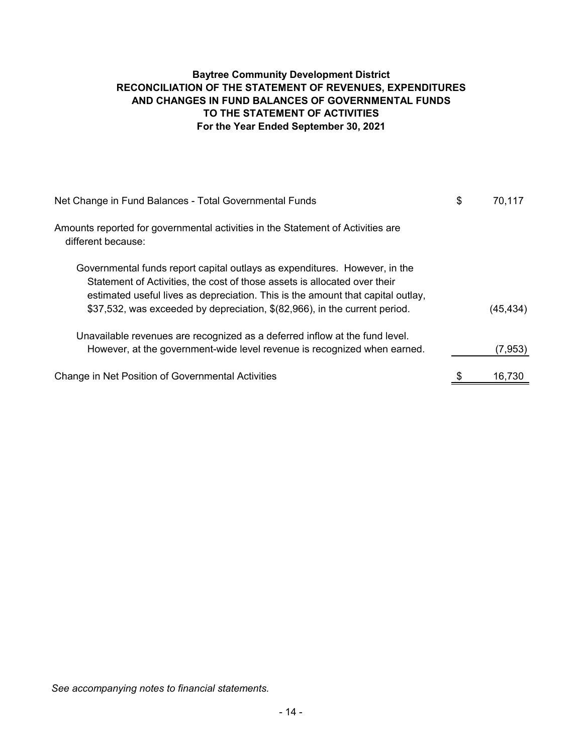**Baytree Community Development District**
**RECONCILIATION OF THE STATEMENT OF REVENUES, EXPENDITURES AND CHANGES IN FUND BALANCES OF GOVERNMENTAL FUNDS TO THE STATEMENT OF ACTIVITIES**
**For the Year Ended September 30, 2021**

| | | |
|---|---|---|
| Net Change in Fund Balances - Total Governmental Funds | $ | 70,117 |
| Amounts reported for governmental activities in the Statement of Activities are different because: | | |
| Governmental funds report capital outlays as expenditures. However, in the Statement of Activities, the cost of those assets is allocated over their estimated useful lives as depreciation. This is the amount that capital outlay, $37,532, was exceeded by depreciation, $(82,966), in the current period. | | (45,434) |
| Unavailable revenues are recognized as a deferred inflow at the fund level. However, at the government-wide level revenue is recognized when earned. | | (7,953) |
| Change in Net Position of Governmental Activities | $ | 16,730 |

*See accompanying notes to financial statements.*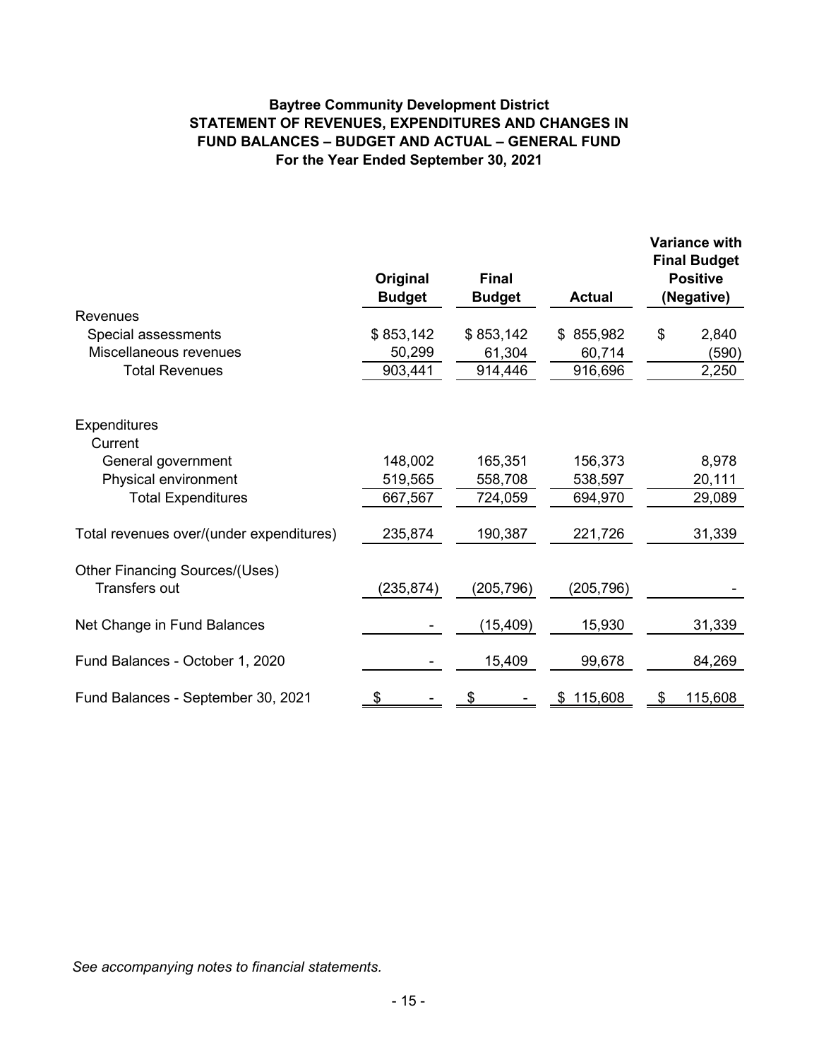**Baytree Community Development District**
**STATEMENT OF REVENUES, EXPENDITURES AND CHANGES IN FUND BALANCES – BUDGET AND ACTUAL – GENERAL FUND**
**For the Year Ended September 30, 2021**

| | Original Budget | Final Budget | Actual | Variance with Final Budget Positive (Negative) |
|---|---|---|---|---|
| Revenues | | | | |
| Special assessments | $ 853,142 | $ 853,142 | $ 855,982 | $ 2,840 |
| Miscellaneous revenues | 50,299 | 61,304 | 60,714 | (590) |
| Total Revenues | 903,441 | 914,446 | 916,696 | 2,250 |
| Expenditures | | | | |
| Current | | | | |
| General government | 148,002 | 165,351 | 156,373 | 8,978 |
| Physical environment | 519,565 | 558,708 | 538,597 | 20,111 |
| Total Expenditures | 667,567 | 724,059 | 694,970 | 29,089 |
| Total revenues over/(under expenditures) | 235,874 | 190,387 | 221,726 | 31,339 |
| Other Financing Sources/(Uses) | | | | |
| Transfers out | (235,874) | (205,796) | (205,796) | - |
| Net Change in Fund Balances | - | (15,409) | 15,930 | 31,339 |
| Fund Balances - October 1, 2020 | - | 15,409 | 99,678 | 84,269 |
| Fund Balances - September 30, 2021 | $ - | $ - | $ 115,608 | $ 115,608 |

*See accompanying notes to financial statements.*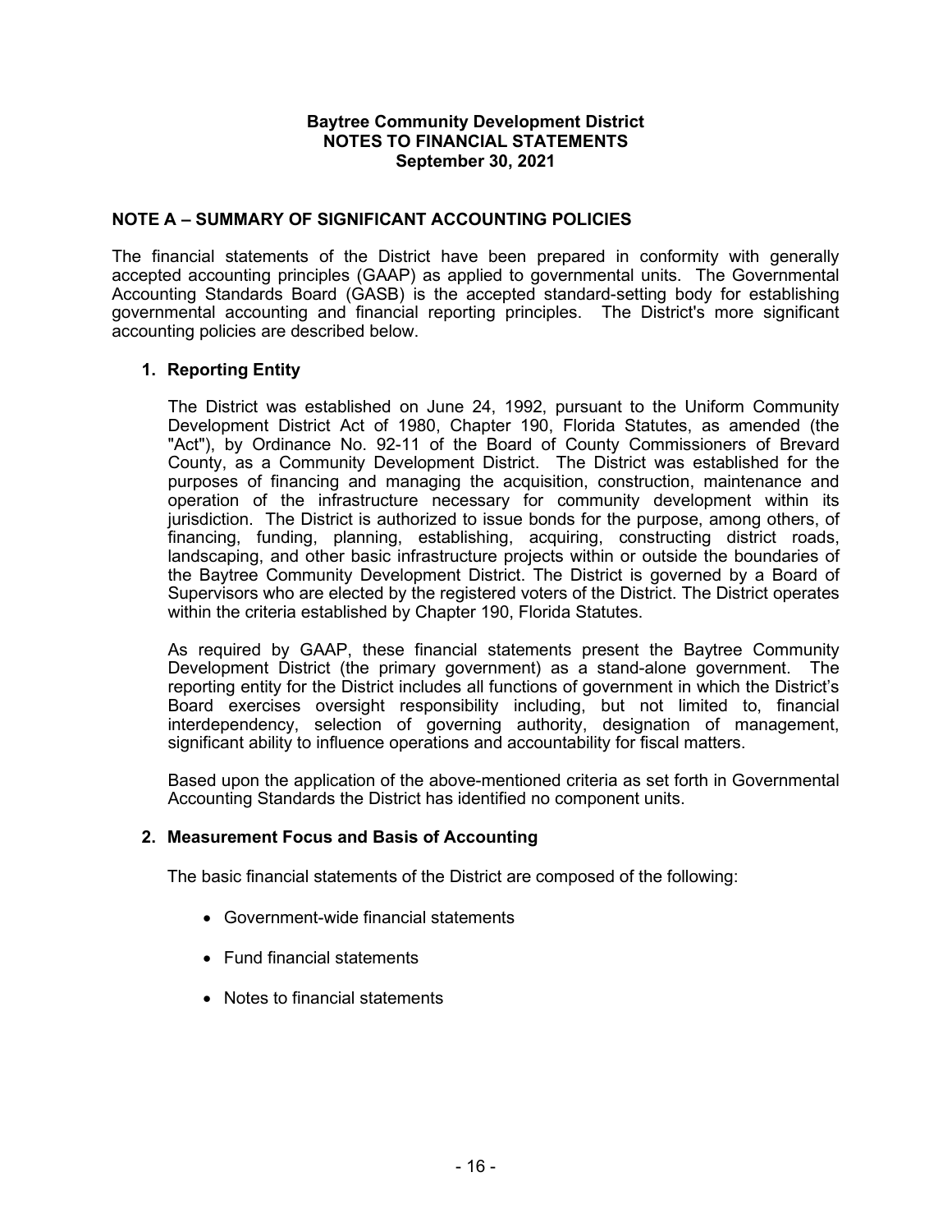**Baytree Community Development District**
**NOTES TO FINANCIAL STATEMENTS**
**September 30, 2021**

## NOTE A – SUMMARY OF SIGNIFICANT ACCOUNTING POLICIES

The financial statements of the District have been prepared in conformity with generally accepted accounting principles (GAAP) as applied to governmental units. The Governmental Accounting Standards Board (GASB) is the accepted standard-setting body for establishing governmental accounting and financial reporting principles. The District's more significant accounting policies are described below.

### 1. Reporting Entity

The District was established on June 24, 1992, pursuant to the Uniform Community Development District Act of 1980, Chapter 190, Florida Statutes, as amended (the "Act"), by Ordinance No. 92-11 of the Board of County Commissioners of Brevard County, as a Community Development District. The District was established for the purposes of financing and managing the acquisition, construction, maintenance and operation of the infrastructure necessary for community development within its jurisdiction. The District is authorized to issue bonds for the purpose, among others, of financing, funding, planning, establishing, acquiring, constructing district roads, landscaping, and other basic infrastructure projects within or outside the boundaries of the Baytree Community Development District. The District is governed by a Board of Supervisors who are elected by the registered voters of the District. The District operates within the criteria established by Chapter 190, Florida Statutes.

As required by GAAP, these financial statements present the Baytree Community Development District (the primary government) as a stand-alone government. The reporting entity for the District includes all functions of government in which the District's Board exercises oversight responsibility including, but not limited to, financial interdependency, selection of governing authority, designation of management, significant ability to influence operations and accountability for fiscal matters.

Based upon the application of the above-mentioned criteria as set forth in Governmental Accounting Standards the District has identified no component units.

### 2. Measurement Focus and Basis of Accounting

The basic financial statements of the District are composed of the following:

- Government-wide financial statements
- Fund financial statements
- Notes to financial statements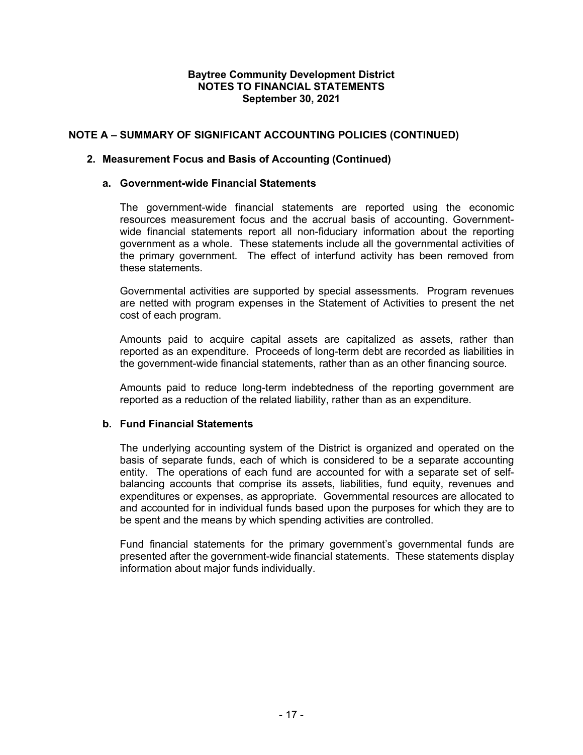**Baytree Community Development District**
**NOTES TO FINANCIAL STATEMENTS**
**September 30, 2021**

## NOTE A – SUMMARY OF SIGNIFICANT ACCOUNTING POLICIES (CONTINUED)

### 2. Measurement Focus and Basis of Accounting (Continued)

#### a. Government-wide Financial Statements

The government-wide financial statements are reported using the economic resources measurement focus and the accrual basis of accounting. Government-wide financial statements report all non-fiduciary information about the reporting government as a whole. These statements include all the governmental activities of the primary government. The effect of interfund activity has been removed from these statements.

Governmental activities are supported by special assessments. Program revenues are netted with program expenses in the Statement of Activities to present the net cost of each program.

Amounts paid to acquire capital assets are capitalized as assets, rather than reported as an expenditure. Proceeds of long-term debt are recorded as liabilities in the government-wide financial statements, rather than as an other financing source.

Amounts paid to reduce long-term indebtedness of the reporting government are reported as a reduction of the related liability, rather than as an expenditure.

#### b. Fund Financial Statements

The underlying accounting system of the District is organized and operated on the basis of separate funds, each of which is considered to be a separate accounting entity. The operations of each fund are accounted for with a separate set of self-balancing accounts that comprise its assets, liabilities, fund equity, revenues and expenditures or expenses, as appropriate. Governmental resources are allocated to and accounted for in individual funds based upon the purposes for which they are to be spent and the means by which spending activities are controlled.

Fund financial statements for the primary government's governmental funds are presented after the government-wide financial statements. These statements display information about major funds individually.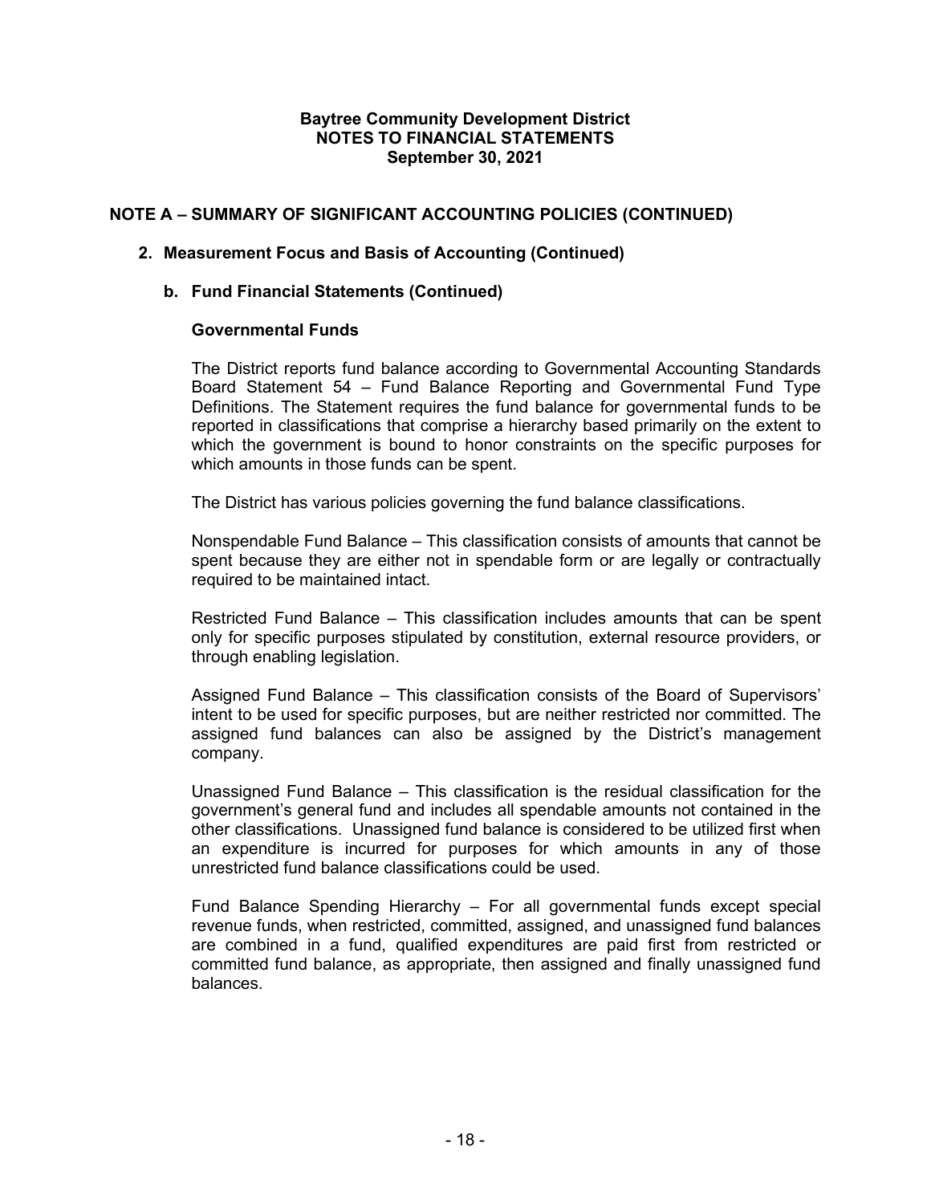**Baytree Community Development District**
**NOTES TO FINANCIAL STATEMENTS**
**September 30, 2021**

## NOTE A – SUMMARY OF SIGNIFICANT ACCOUNTING POLICIES (CONTINUED)

### 2. Measurement Focus and Basis of Accounting (Continued)

#### b. Fund Financial Statements (Continued)

**Governmental Funds**

The District reports fund balance according to Governmental Accounting Standards Board Statement 54 – Fund Balance Reporting and Governmental Fund Type Definitions. The Statement requires the fund balance for governmental funds to be reported in classifications that comprise a hierarchy based primarily on the extent to which the government is bound to honor constraints on the specific purposes for which amounts in those funds can be spent.

The District has various policies governing the fund balance classifications.

Nonspendable Fund Balance – This classification consists of amounts that cannot be spent because they are either not in spendable form or are legally or contractually required to be maintained intact.

Restricted Fund Balance – This classification includes amounts that can be spent only for specific purposes stipulated by constitution, external resource providers, or through enabling legislation.

Assigned Fund Balance – This classification consists of the Board of Supervisors' intent to be used for specific purposes, but are neither restricted nor committed. The assigned fund balances can also be assigned by the District's management company.

Unassigned Fund Balance – This classification is the residual classification for the government's general fund and includes all spendable amounts not contained in the other classifications. Unassigned fund balance is considered to be utilized first when an expenditure is incurred for purposes for which amounts in any of those unrestricted fund balance classifications could be used.

Fund Balance Spending Hierarchy – For all governmental funds except special revenue funds, when restricted, committed, assigned, and unassigned fund balances are combined in a fund, qualified expenditures are paid first from restricted or committed fund balance, as appropriate, then assigned and finally unassigned fund balances.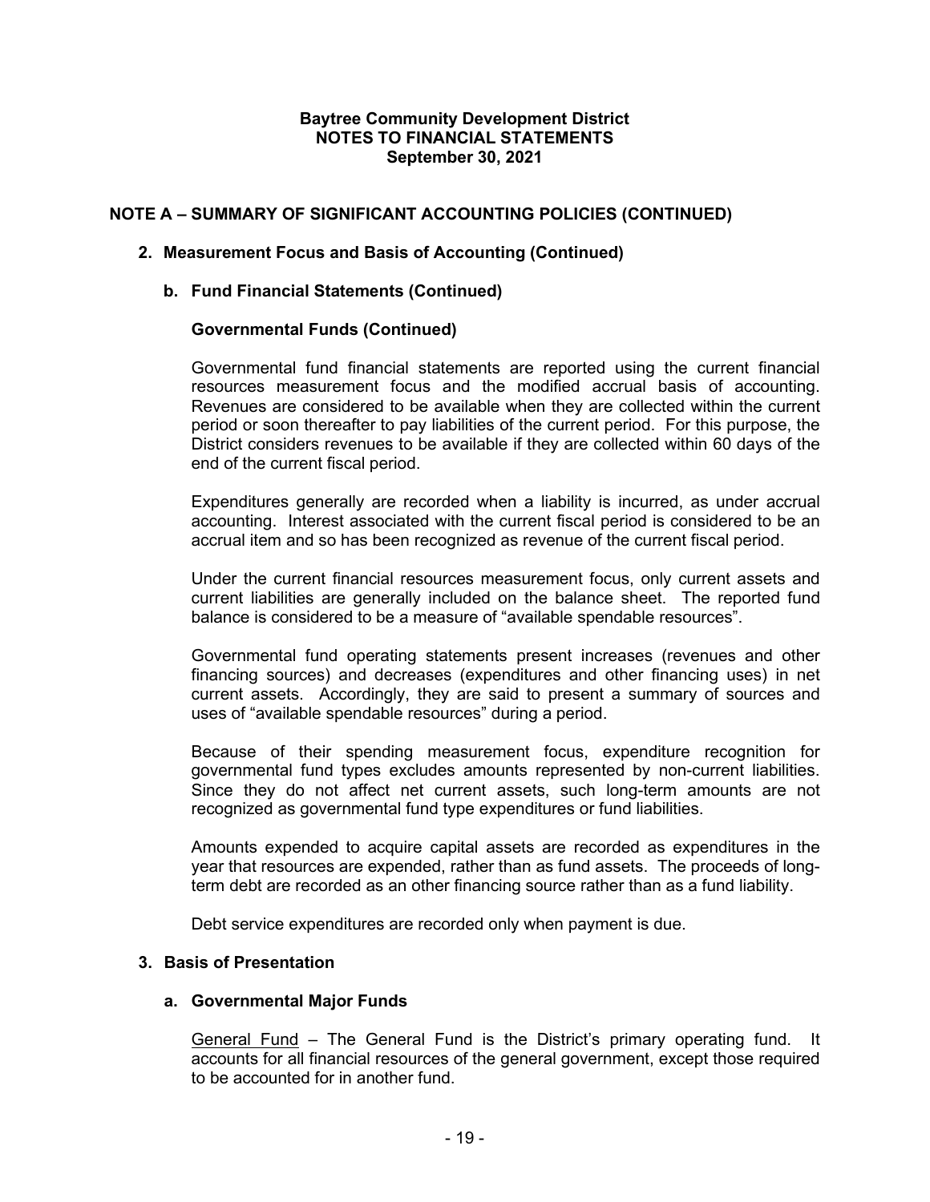# NOTE A – SUMMARY OF SIGNIFICANT ACCOUNTING POLICIES (CONTINUED)

## 2. Measurement Focus and Basis of Accounting (Continued)

### b. Fund Financial Statements (Continued)

#### Governmental Funds (Continued)

Governmental fund financial statements are reported using the current financial resources measurement focus and the modified accrual basis of accounting. Revenues are considered to be available when they are collected within the current period or soon thereafter to pay liabilities of the current period. For this purpose, the District considers revenues to be available if they are collected within 60 days of the end of the current fiscal period.

Expenditures generally are recorded when a liability is incurred, as under accrual accounting. Interest associated with the current fiscal period is considered to be an accrual item and so has been recognized as revenue of the current fiscal period.

Under the current financial resources measurement focus, only current assets and current liabilities are generally included on the balance sheet. The reported fund balance is considered to be a measure of "available spendable resources".

Governmental fund operating statements present increases (revenues and other financing sources) and decreases (expenditures and other financing uses) in net current assets. Accordingly, they are said to present a summary of sources and uses of "available spendable resources" during a period.

Because of their spending measurement focus, expenditure recognition for governmental fund types excludes amounts represented by non-current liabilities. Since they do not affect net current assets, such long-term amounts are not recognized as governmental fund type expenditures or fund liabilities.

Amounts expended to acquire capital assets are recorded as expenditures in the year that resources are expended, rather than as fund assets. The proceeds of long-term debt are recorded as an other financing source rather than as a fund liability.

Debt service expenditures are recorded only when payment is due.

## 3. Basis of Presentation

### a. Governmental Major Funds

General Fund – The General Fund is the District's primary operating fund. It accounts for all financial resources of the general government, except those required to be accounted for in another fund.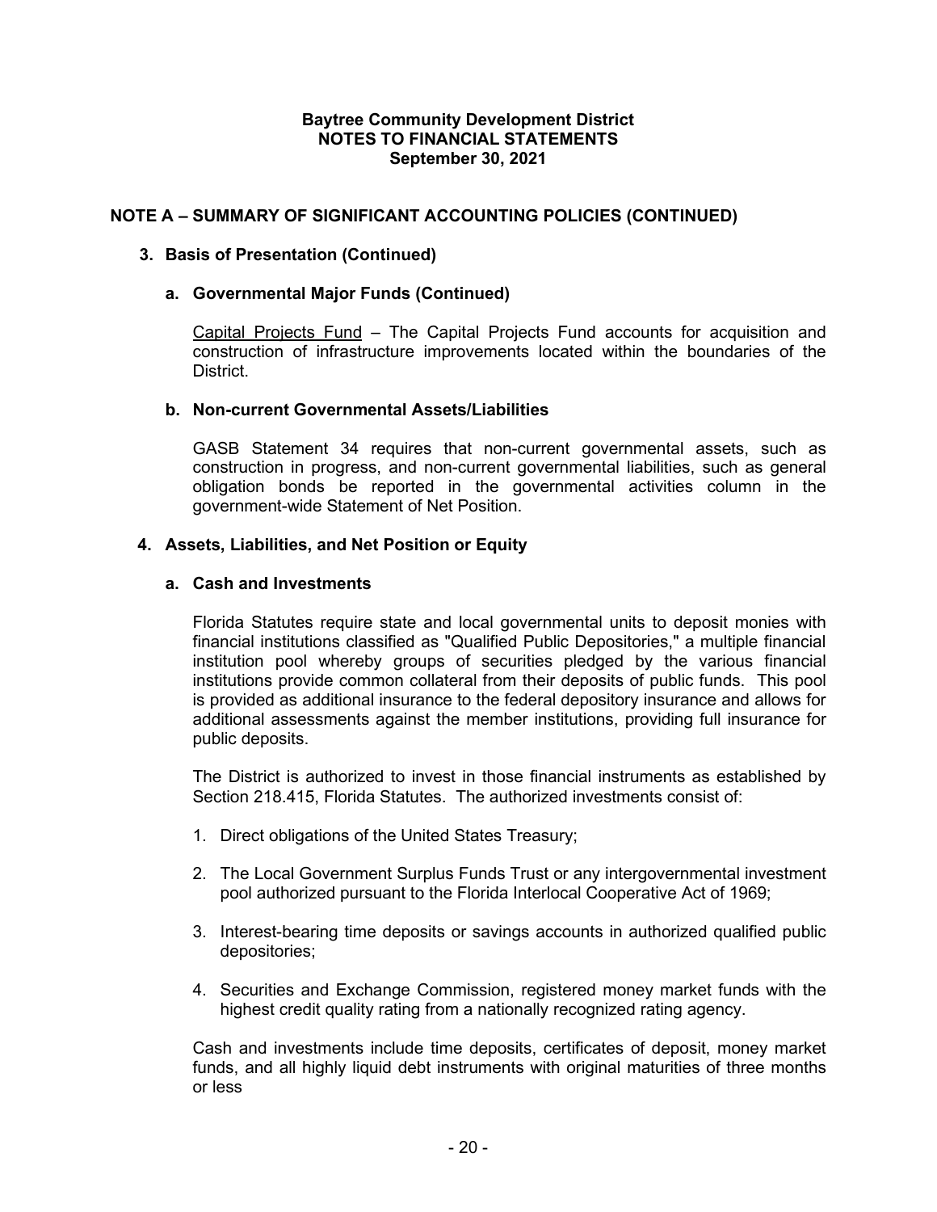**Baytree Community Development District**
**NOTES TO FINANCIAL STATEMENTS**
**September 30, 2021**

## NOTE A – SUMMARY OF SIGNIFICANT ACCOUNTING POLICIES (CONTINUED)

### 3. Basis of Presentation (Continued)

#### a. Governmental Major Funds (Continued)

Capital Projects Fund – The Capital Projects Fund accounts for acquisition and construction of infrastructure improvements located within the boundaries of the District.

#### b. Non-current Governmental Assets/Liabilities

GASB Statement 34 requires that non-current governmental assets, such as construction in progress, and non-current governmental liabilities, such as general obligation bonds be reported in the governmental activities column in the government-wide Statement of Net Position.

### 4. Assets, Liabilities, and Net Position or Equity

#### a. Cash and Investments

Florida Statutes require state and local governmental units to deposit monies with financial institutions classified as "Qualified Public Depositories," a multiple financial institution pool whereby groups of securities pledged by the various financial institutions provide common collateral from their deposits of public funds. This pool is provided as additional insurance to the federal depository insurance and allows for additional assessments against the member institutions, providing full insurance for public deposits.

The District is authorized to invest in those financial instruments as established by Section 218.415, Florida Statutes. The authorized investments consist of:

1. Direct obligations of the United States Treasury;
2. The Local Government Surplus Funds Trust or any intergovernmental investment pool authorized pursuant to the Florida Interlocal Cooperative Act of 1969;
3. Interest-bearing time deposits or savings accounts in authorized qualified public depositories;
4. Securities and Exchange Commission, registered money market funds with the highest credit quality rating from a nationally recognized rating agency.

Cash and investments include time deposits, certificates of deposit, money market funds, and all highly liquid debt instruments with original maturities of three months or less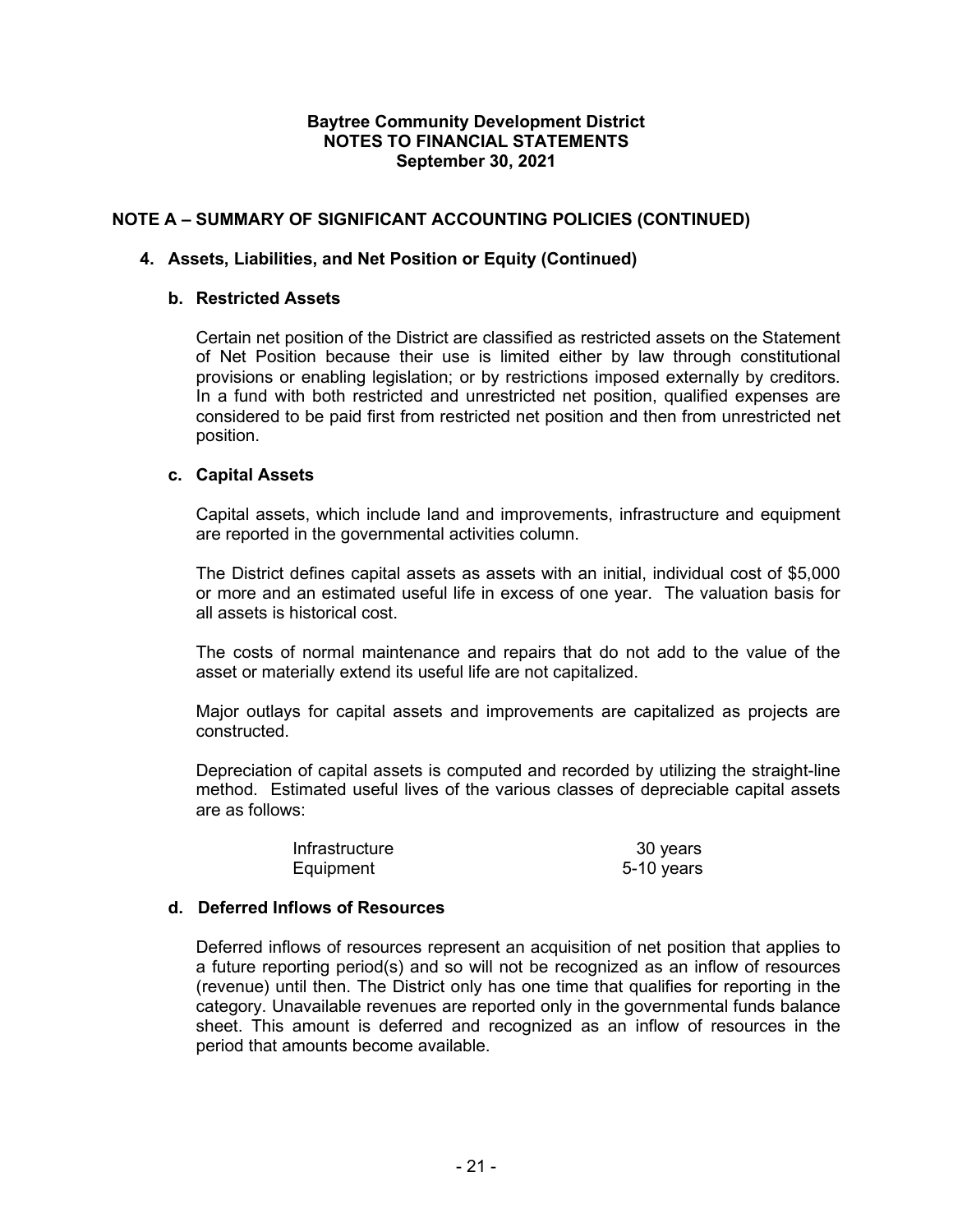## NOTE A – SUMMARY OF SIGNIFICANT ACCOUNTING POLICIES (CONTINUED)

### 4. Assets, Liabilities, and Net Position or Equity (Continued)

#### b. Restricted Assets

Certain net position of the District are classified as restricted assets on the Statement of Net Position because their use is limited either by law through constitutional provisions or enabling legislation; or by restrictions imposed externally by creditors. In a fund with both restricted and unrestricted net position, qualified expenses are considered to be paid first from restricted net position and then from unrestricted net position.

#### c. Capital Assets

Capital assets, which include land and improvements, infrastructure and equipment are reported in the governmental activities column.

The District defines capital assets as assets with an initial, individual cost of $5,000 or more and an estimated useful life in excess of one year. The valuation basis for all assets is historical cost.

The costs of normal maintenance and repairs that do not add to the value of the asset or materially extend its useful life are not capitalized.

Major outlays for capital assets and improvements are capitalized as projects are constructed.

Depreciation of capital assets is computed and recorded by utilizing the straight-line method. Estimated useful lives of the various classes of depreciable capital assets are as follows:

| | |
|---|---|
| Infrastructure | 30 years |
| Equipment | 5-10 years |

#### d. Deferred Inflows of Resources

Deferred inflows of resources represent an acquisition of net position that applies to a future reporting period(s) and so will not be recognized as an inflow of resources (revenue) until then. The District only has one time that qualifies for reporting in the category. Unavailable revenues are reported only in the governmental funds balance sheet. This amount is deferred and recognized as an inflow of resources in the period that amounts become available.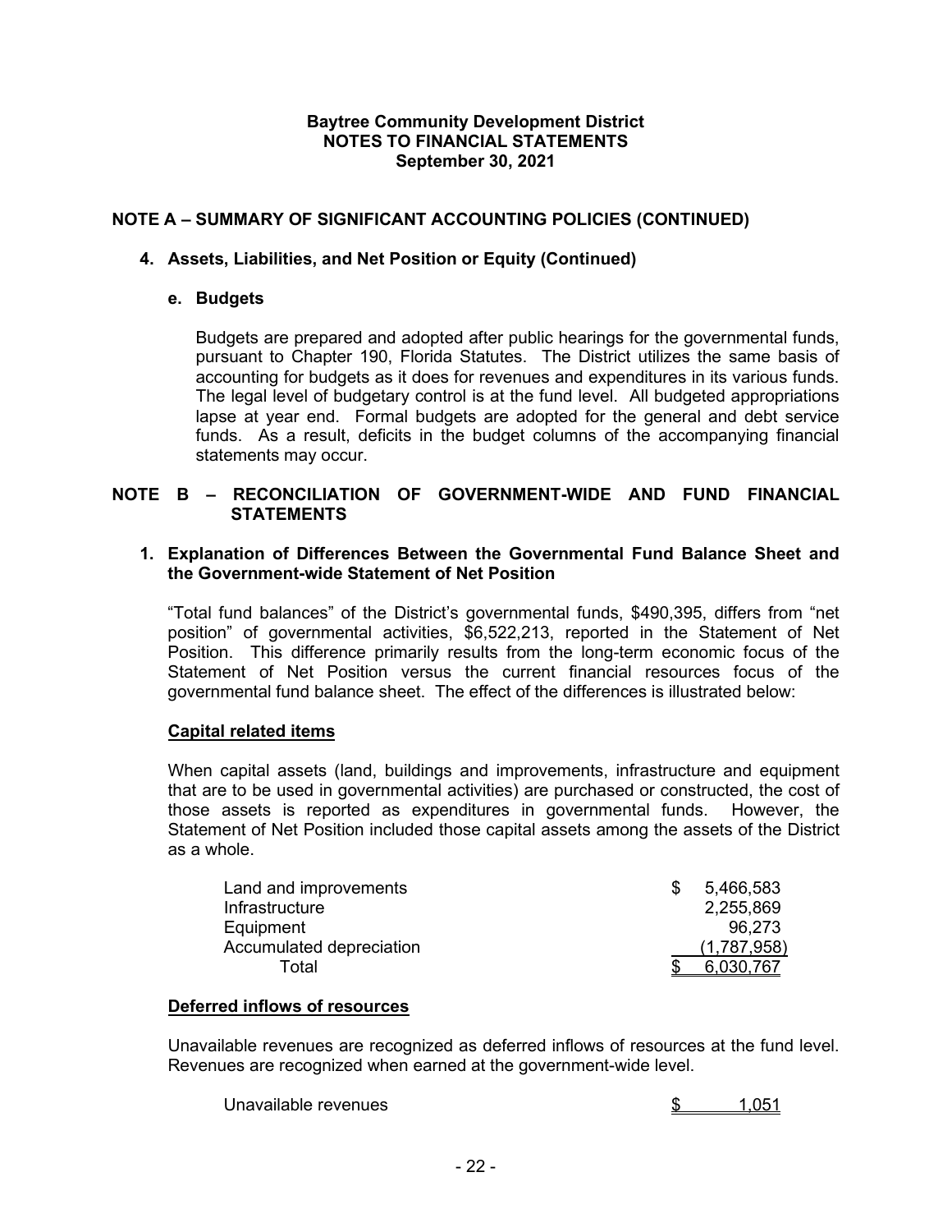## NOTE A – SUMMARY OF SIGNIFICANT ACCOUNTING POLICIES (CONTINUED)

### 4. Assets, Liabilities, and Net Position or Equity (Continued)

#### e. Budgets

Budgets are prepared and adopted after public hearings for the governmental funds, pursuant to Chapter 190, Florida Statutes. The District utilizes the same basis of accounting for budgets as it does for revenues and expenditures in its various funds. The legal level of budgetary control is at the fund level. All budgeted appropriations lapse at year end. Formal budgets are adopted for the general and debt service funds. As a result, deficits in the budget columns of the accompanying financial statements may occur.

## NOTE B – RECONCILIATION OF GOVERNMENT-WIDE AND FUND FINANCIAL STATEMENTS

### 1. Explanation of Differences Between the Governmental Fund Balance Sheet and the Government-wide Statement of Net Position

"Total fund balances" of the District's governmental funds, $490,395, differs from "net position" of governmental activities, $6,522,213, reported in the Statement of Net Position. This difference primarily results from the long-term economic focus of the Statement of Net Position versus the current financial resources focus of the governmental fund balance sheet. The effect of the differences is illustrated below:

**Capital related items**

When capital assets (land, buildings and improvements, infrastructure and equipment that are to be used in governmental activities) are purchased or constructed, the cost of those assets is reported as expenditures in governmental funds. However, the Statement of Net Position included those capital assets among the assets of the District as a whole.

| | |
|---|---|
| Land and improvements | $ 5,466,583 |
| Infrastructure | 2,255,869 |
| Equipment | 96,273 |
| Accumulated depreciation | (1,787,958) |
| Total | $ 6,030,767 |

**Deferred inflows of resources**

Unavailable revenues are recognized as deferred inflows of resources at the fund level. Revenues are recognized when earned at the government-wide level.

| | |
|---|---|
| Unavailable revenues | $ 1,051 |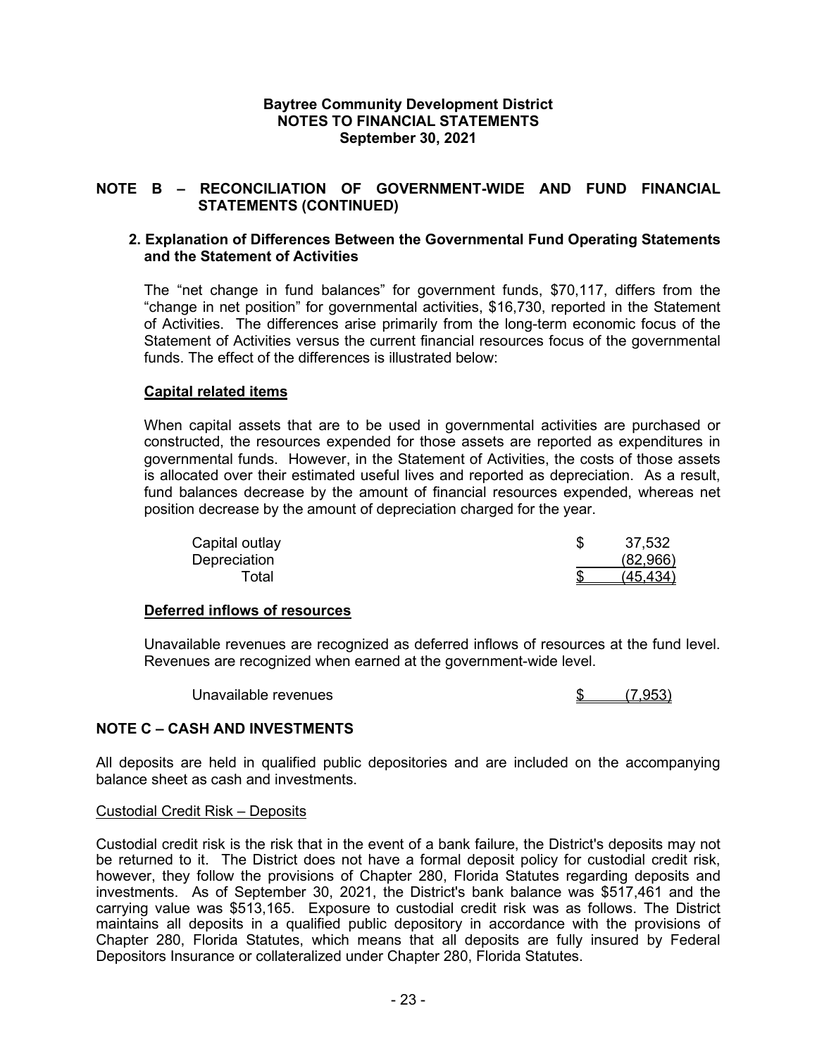## NOTE B – RECONCILIATION OF GOVERNMENT-WIDE AND FUND FINANCIAL STATEMENTS (CONTINUED)

### 2. Explanation of Differences Between the Governmental Fund Operating Statements and the Statement of Activities

The "net change in fund balances" for government funds, $70,117, differs from the "change in net position" for governmental activities, $16,730, reported in the Statement of Activities. The differences arise primarily from the long-term economic focus of the Statement of Activities versus the current financial resources focus of the governmental funds. The effect of the differences is illustrated below:

**Capital related items**

When capital assets that are to be used in governmental activities are purchased or constructed, the resources expended for those assets are reported as expenditures in governmental funds. However, in the Statement of Activities, the costs of those assets is allocated over their estimated useful lives and reported as depreciation. As a result, fund balances decrease by the amount of financial resources expended, whereas net position decrease by the amount of depreciation charged for the year.

| | |
|---|---|
| Capital outlay | $ 37,532 |
| Depreciation | (82,966) |
| Total | $ (45,434) |

**Deferred inflows of resources**

Unavailable revenues are recognized as deferred inflows of resources at the fund level. Revenues are recognized when earned at the government-wide level.

| | |
|---|---|
| Unavailable revenues | $ (7,953) |

## NOTE C – CASH AND INVESTMENTS

All deposits are held in qualified public depositories and are included on the accompanying balance sheet as cash and investments.

Custodial Credit Risk – Deposits

Custodial credit risk is the risk that in the event of a bank failure, the District's deposits may not be returned to it. The District does not have a formal deposit policy for custodial credit risk, however, they follow the provisions of Chapter 280, Florida Statutes regarding deposits and investments. As of September 30, 2021, the District's bank balance was $517,461 and the carrying value was $513,165. Exposure to custodial credit risk was as follows. The District maintains all deposits in a qualified public depository in accordance with the provisions of Chapter 280, Florida Statutes, which means that all deposits are fully insured by Federal Depositors Insurance or collateralized under Chapter 280, Florida Statutes.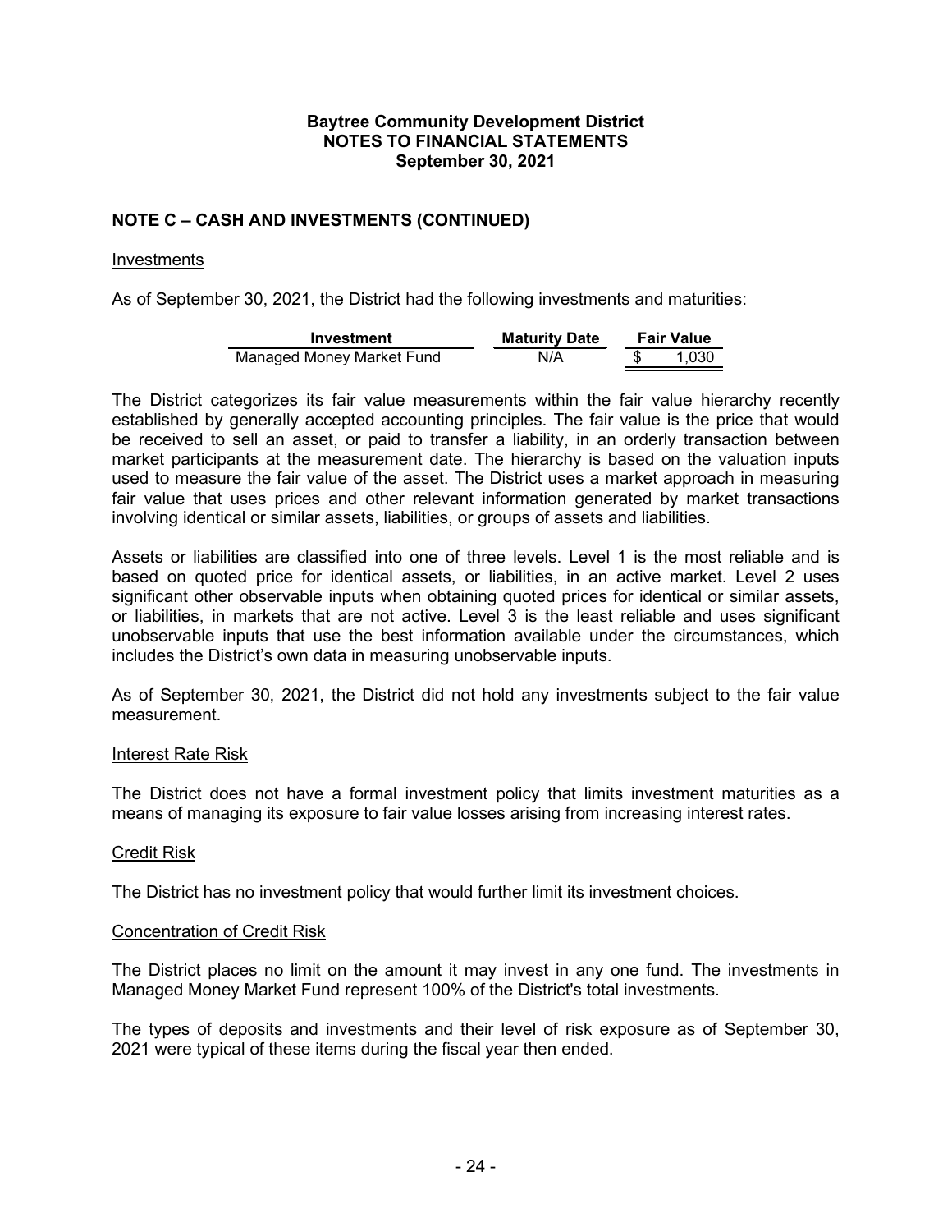# Baytree Community Development District
## NOTES TO FINANCIAL STATEMENTS
## September 30, 2021

### NOTE C – CASH AND INVESTMENTS (CONTINUED)

Investments

As of September 30, 2021, the District had the following investments and maturities:

| Investment | Maturity Date | Fair Value |
|---|---|---|
| Managed Money Market Fund | N/A | $ 1,030 |

The District categorizes its fair value measurements within the fair value hierarchy recently established by generally accepted accounting principles. The fair value is the price that would be received to sell an asset, or paid to transfer a liability, in an orderly transaction between market participants at the measurement date. The hierarchy is based on the valuation inputs used to measure the fair value of the asset. The District uses a market approach in measuring fair value that uses prices and other relevant information generated by market transactions involving identical or similar assets, liabilities, or groups of assets and liabilities.

Assets or liabilities are classified into one of three levels. Level 1 is the most reliable and is based on quoted price for identical assets, or liabilities, in an active market. Level 2 uses significant other observable inputs when obtaining quoted prices for identical or similar assets, or liabilities, in markets that are not active. Level 3 is the least reliable and uses significant unobservable inputs that use the best information available under the circumstances, which includes the District's own data in measuring unobservable inputs.

As of September 30, 2021, the District did not hold any investments subject to the fair value measurement.

Interest Rate Risk

The District does not have a formal investment policy that limits investment maturities as a means of managing its exposure to fair value losses arising from increasing interest rates.

Credit Risk

The District has no investment policy that would further limit its investment choices.

Concentration of Credit Risk

The District places no limit on the amount it may invest in any one fund. The investments in Managed Money Market Fund represent 100% of the District's total investments.

The types of deposits and investments and their level of risk exposure as of September 30, 2021 were typical of these items during the fiscal year then ended.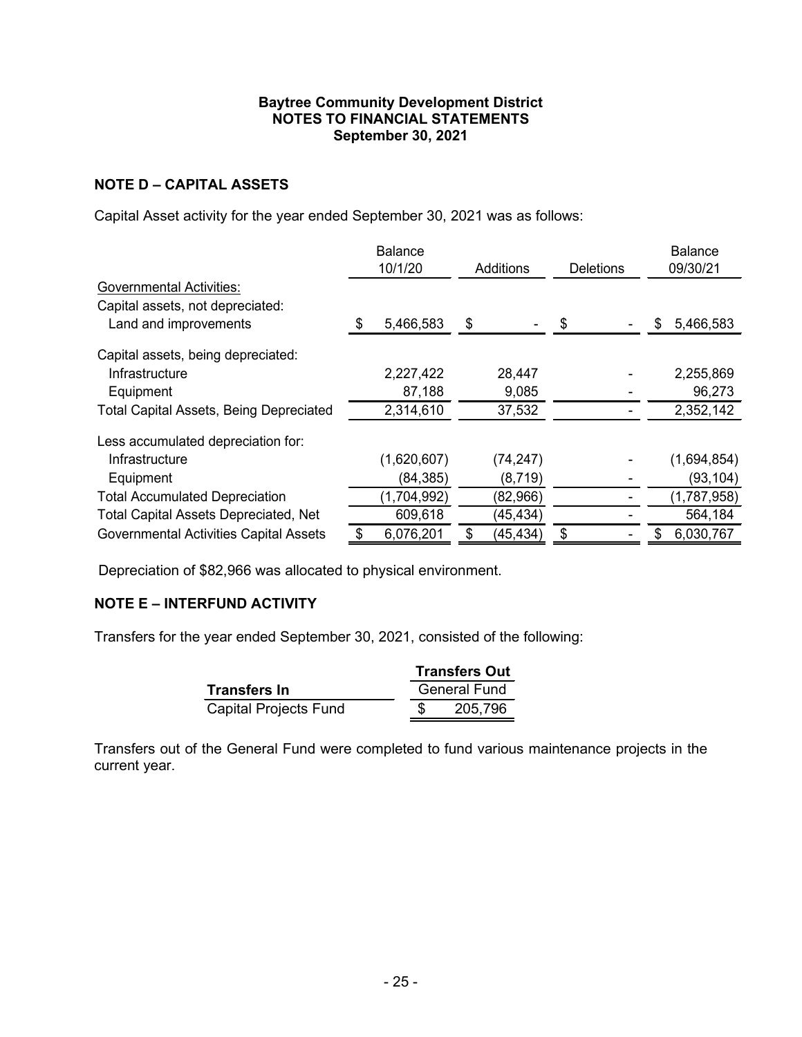**Baytree Community Development District**
**NOTES TO FINANCIAL STATEMENTS**
**September 30, 2021**

## NOTE D – CAPITAL ASSETS

Capital Asset activity for the year ended September 30, 2021 was as follows:

| | Balance 10/1/20 | Additions | Deletions | Balance 09/30/21 |
|---|---|---|---|---|
| Governmental Activities: | | | | |
| Capital assets, not depreciated: | | | | |
| Land and improvements | $ 5,466,583 | $ - | $ - | $ 5,466,583 |
| Capital assets, being depreciated: | | | | |
| Infrastructure | 2,227,422 | 28,447 | - | 2,255,869 |
| Equipment | 87,188 | 9,085 | - | 96,273 |
| Total Capital Assets, Being Depreciated | 2,314,610 | 37,532 | - | 2,352,142 |
| Less accumulated depreciation for: | | | | |
| Infrastructure | (1,620,607) | (74,247) | - | (1,694,854) |
| Equipment | (84,385) | (8,719) | - | (93,104) |
| Total Accumulated Depreciation | (1,704,992) | (82,966) | - | (1,787,958) |
| Total Capital Assets Depreciated, Net | 609,618 | (45,434) | - | 564,184 |
| Governmental Activities Capital Assets | $ 6,076,201 | $ (45,434) | $ - | $ 6,030,767 |

Depreciation of $82,966 was allocated to physical environment.

## NOTE E – INTERFUND ACTIVITY

Transfers for the year ended September 30, 2021, consisted of the following:

| | Transfers Out |
|---|---|
| **Transfers In** | General Fund |
| Capital Projects Fund | $ 205,796 |

Transfers out of the General Fund were completed to fund various maintenance projects in the current year.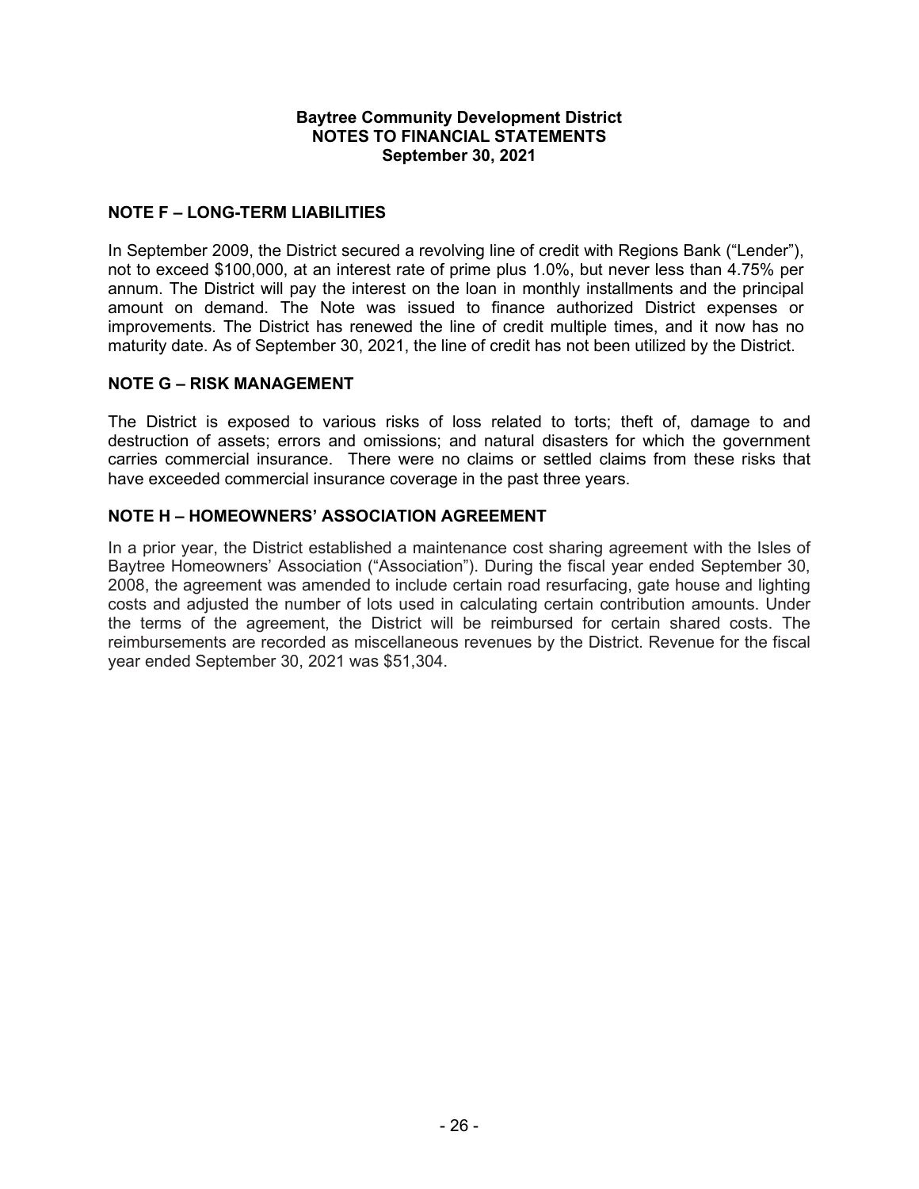**Baytree Community Development District**
**NOTES TO FINANCIAL STATEMENTS**
**September 30, 2021**

## NOTE F – LONG-TERM LIABILITIES

In September 2009, the District secured a revolving line of credit with Regions Bank ("Lender"), not to exceed $100,000, at an interest rate of prime plus 1.0%, but never less than 4.75% per annum. The District will pay the interest on the loan in monthly installments and the principal amount on demand. The Note was issued to finance authorized District expenses or improvements. The District has renewed the line of credit multiple times, and it now has no maturity date. As of September 30, 2021, the line of credit has not been utilized by the District.

## NOTE G – RISK MANAGEMENT

The District is exposed to various risks of loss related to torts; theft of, damage to and destruction of assets; errors and omissions; and natural disasters for which the government carries commercial insurance. There were no claims or settled claims from these risks that have exceeded commercial insurance coverage in the past three years.

## NOTE H – HOMEOWNERS' ASSOCIATION AGREEMENT

In a prior year, the District established a maintenance cost sharing agreement with the Isles of Baytree Homeowners' Association ("Association"). During the fiscal year ended September 30, 2008, the agreement was amended to include certain road resurfacing, gate house and lighting costs and adjusted the number of lots used in calculating certain contribution amounts. Under the terms of the agreement, the District will be reimbursed for certain shared costs. The reimbursements are recorded as miscellaneous revenues by the District. Revenue for the fiscal year ended September 30, 2021 was $51,304.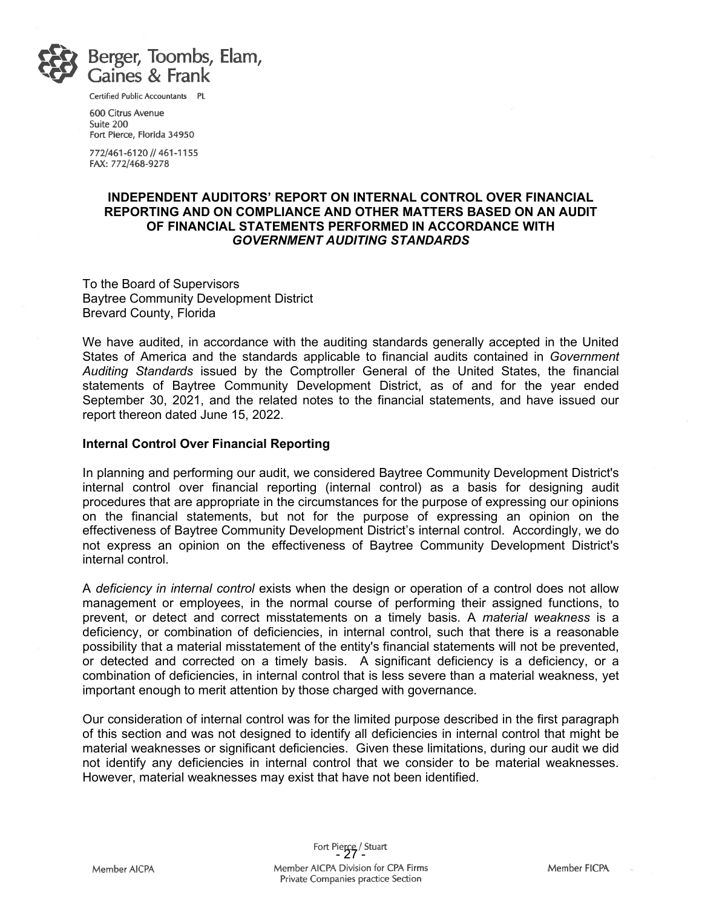Berger, Toombs, Elam, Gaines & Frank

Certified Public Accountants PL

600 Citrus Avenue
Suite 200
Fort Pierce, Florida 34950

772/461-6120 // 461-1155
FAX: 772/468-9278

## INDEPENDENT AUDITORS' REPORT ON INTERNAL CONTROL OVER FINANCIAL REPORTING AND ON COMPLIANCE AND OTHER MATTERS BASED ON AN AUDIT OF FINANCIAL STATEMENTS PERFORMED IN ACCORDANCE WITH *GOVERNMENT AUDITING STANDARDS*

To the Board of Supervisors
Baytree Community Development District
Brevard County, Florida

We have audited, in accordance with the auditing standards generally accepted in the United States of America and the standards applicable to financial audits contained in *Government Auditing Standards* issued by the Comptroller General of the United States, the financial statements of Baytree Community Development District, as of and for the year ended September 30, 2021, and the related notes to the financial statements, and have issued our report thereon dated June 15, 2022.

### Internal Control Over Financial Reporting

In planning and performing our audit, we considered Baytree Community Development District's internal control over financial reporting (internal control) as a basis for designing audit procedures that are appropriate in the circumstances for the purpose of expressing our opinions on the financial statements, but not for the purpose of expressing an opinion on the effectiveness of Baytree Community Development District's internal control. Accordingly, we do not express an opinion on the effectiveness of Baytree Community Development District's internal control.

A *deficiency in internal control* exists when the design or operation of a control does not allow management or employees, in the normal course of performing their assigned functions, to prevent, or detect and correct misstatements on a timely basis. A *material weakness* is a deficiency, or combination of deficiencies, in internal control, such that there is a reasonable possibility that a material misstatement of the entity's financial statements will not be prevented, or detected and corrected on a timely basis. A significant deficiency is a deficiency, or a combination of deficiencies, in internal control that is less severe than a material weakness, yet important enough to merit attention by those charged with governance.

Our consideration of internal control was for the limited purpose described in the first paragraph of this section and was not designed to identify all deficiencies in internal control that might be material weaknesses or significant deficiencies. Given these limitations, during our audit we did not identify any deficiencies in internal control that we consider to be material weaknesses. However, material weaknesses may exist that have not been identified.

Fort Pierce / Stuart

Member AICPA | Member AICPA Division for CPA Firms Private Companies practice Section | Member FICPA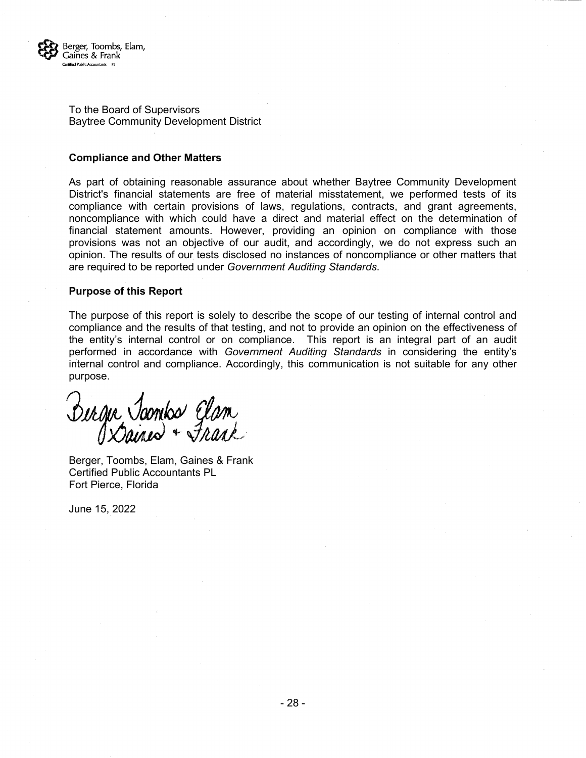Berger, Toombs, Elam, Gaines & Frank
Certified Public Accountants PL

To the Board of Supervisors
Baytree Community Development District

**Compliance and Other Matters**

As part of obtaining reasonable assurance about whether Baytree Community Development District's financial statements are free of material misstatement, we performed tests of its compliance with certain provisions of laws, regulations, contracts, and grant agreements, noncompliance with which could have a direct and material effect on the determination of financial statement amounts. However, providing an opinion on compliance with those provisions was not an objective of our audit, and accordingly, we do not express such an opinion. The results of our tests disclosed no instances of noncompliance or other matters that are required to be reported under *Government Auditing Standards*.

**Purpose of this Report**

The purpose of this report is solely to describe the scope of our testing of internal control and compliance and the results of that testing, and not to provide an opinion on the effectiveness of the entity's internal control or on compliance. This report is an integral part of an audit performed in accordance with *Government Auditing Standards* in considering the entity's internal control and compliance. Accordingly, this communication is not suitable for any other purpose.

Berger Toombs Elam Gaines + Frank

Berger, Toombs, Elam, Gaines & Frank
Certified Public Accountants PL
Fort Pierce, Florida

June 15, 2022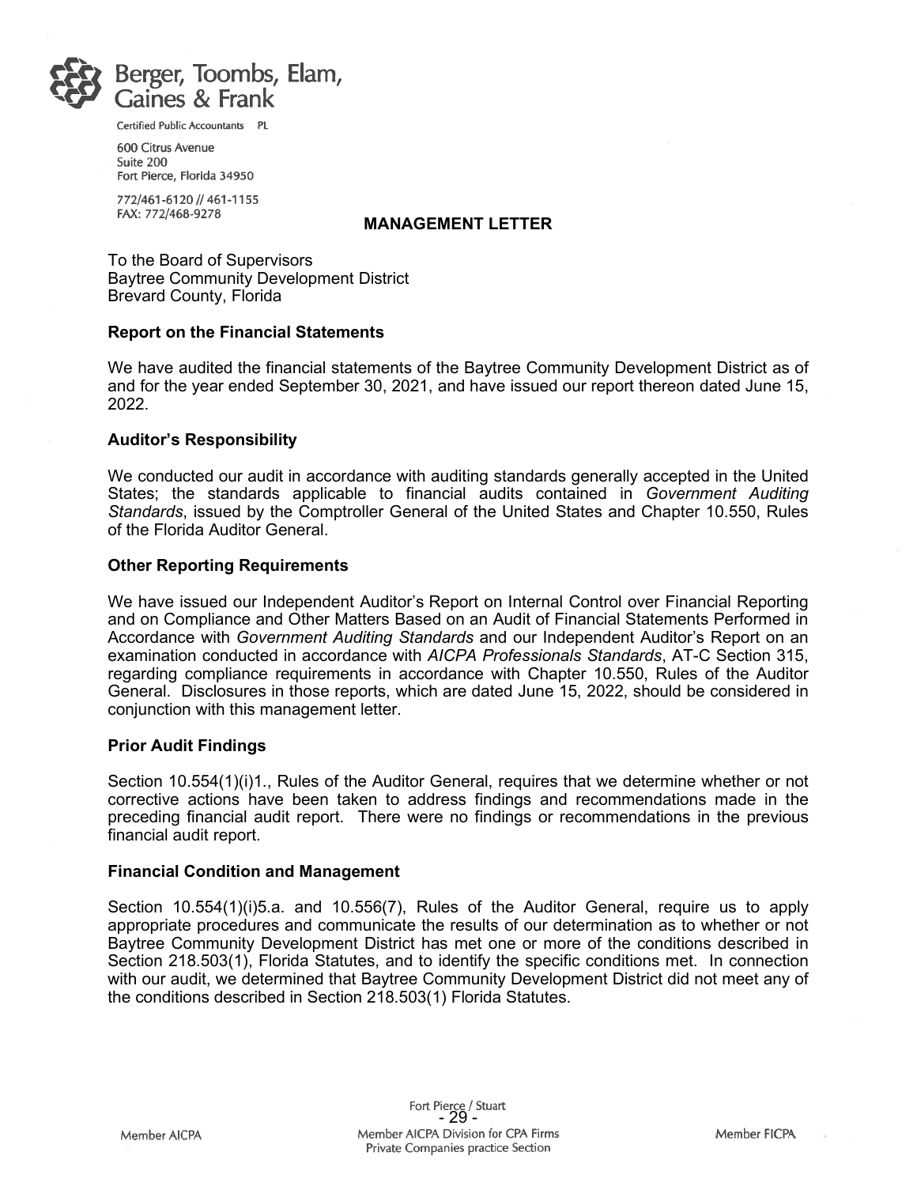Berger, Toombs, Elam, Gaines & Frank

Certified Public Accountants PL

600 Citrus Avenue
Suite 200
Fort Pierce, Florida 34950

772/461-6120 // 461-1155
FAX: 772/468-9278

# MANAGEMENT LETTER

To the Board of Supervisors
Baytree Community Development District
Brevard County, Florida

## Report on the Financial Statements

We have audited the financial statements of the Baytree Community Development District as of and for the year ended September 30, 2021, and have issued our report thereon dated June 15, 2022.

## Auditor's Responsibility

We conducted our audit in accordance with auditing standards generally accepted in the United States; the standards applicable to financial audits contained in *Government Auditing Standards*, issued by the Comptroller General of the United States and Chapter 10.550, Rules of the Florida Auditor General.

## Other Reporting Requirements

We have issued our Independent Auditor's Report on Internal Control over Financial Reporting and on Compliance and Other Matters Based on an Audit of Financial Statements Performed in Accordance with *Government Auditing Standards* and our Independent Auditor's Report on an examination conducted in accordance with *AICPA Professionals Standards*, AT-C Section 315, regarding compliance requirements in accordance with Chapter 10.550, Rules of the Auditor General. Disclosures in those reports, which are dated June 15, 2022, should be considered in conjunction with this management letter.

## Prior Audit Findings

Section 10.554(1)(i)1., Rules of the Auditor General, requires that we determine whether or not corrective actions have been taken to address findings and recommendations made in the preceding financial audit report. There were no findings or recommendations in the previous financial audit report.

## Financial Condition and Management

Section 10.554(1)(i)5.a. and 10.556(7), Rules of the Auditor General, require us to apply appropriate procedures and communicate the results of our determination as to whether or not Baytree Community Development District has met one or more of the conditions described in Section 218.503(1), Florida Statutes, and to identify the specific conditions met. In connection with our audit, we determined that Baytree Community Development District did not meet any of the conditions described in Section 218.503(1) Florida Statutes.

Fort Pierce / Stuart

Member AICPA | Member AICPA Division for CPA Firms Private Companies practice Section | Member FICPA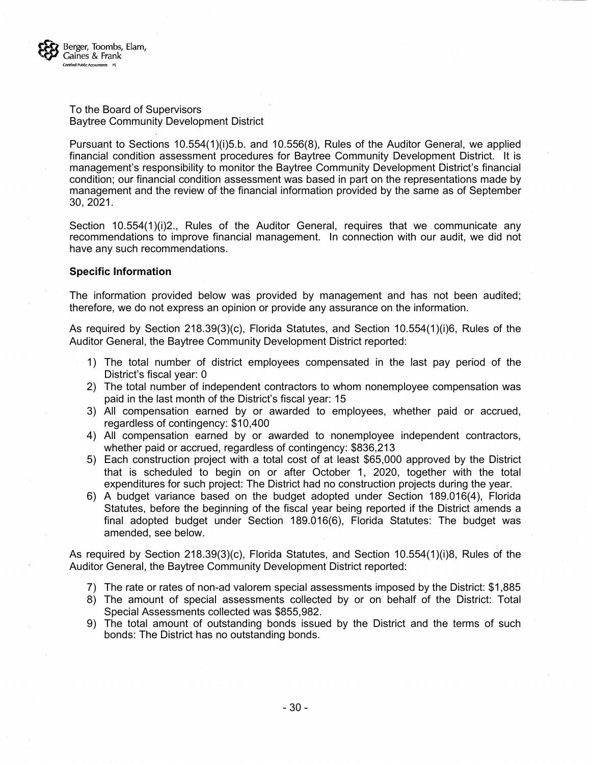Berger, Toombs, Elam, Gaines & Frank
Certified Public Accountants PL

To the Board of Supervisors
Baytree Community Development District

Pursuant to Sections 10.554(1)(i)5.b. and 10.556(8), Rules of the Auditor General, we applied financial condition assessment procedures for Baytree Community Development District. It is management's responsibility to monitor the Baytree Community Development District's financial condition; our financial condition assessment was based in part on the representations made by management and the review of the financial information provided by the same as of September 30, 2021.

Section 10.554(1)(i)2., Rules of the Auditor General, requires that we communicate any recommendations to improve financial management. In connection with our audit, we did not have any such recommendations.

**Specific Information**

The information provided below was provided by management and has not been audited; therefore, we do not express an opinion or provide any assurance on the information.

As required by Section 218.39(3)(c), Florida Statutes, and Section 10.554(1)(i)6, Rules of the Auditor General, the Baytree Community Development District reported:

1) The total number of district employees compensated in the last pay period of the District's fiscal year: 0
2) The total number of independent contractors to whom nonemployee compensation was paid in the last month of the District's fiscal year: 15
3) All compensation earned by or awarded to employees, whether paid or accrued, regardless of contingency: $10,400
4) All compensation earned by or awarded to nonemployee independent contractors, whether paid or accrued, regardless of contingency: $836,213
5) Each construction project with a total cost of at least $65,000 approved by the District that is scheduled to begin on or after October 1, 2020, together with the total expenditures for such project: The District had no construction projects during the year.
6) A budget variance based on the budget adopted under Section 189.016(4), Florida Statutes, before the beginning of the fiscal year being reported if the District amends a final adopted budget under Section 189.016(6), Florida Statutes: The budget was amended, see below.

As required by Section 218.39(3)(c), Florida Statutes, and Section 10.554(1)(i)8, Rules of the Auditor General, the Baytree Community Development District reported:

7) The rate or rates of non-ad valorem special assessments imposed by the District: $1,885
8) The amount of special assessments collected by or on behalf of the District: Total Special Assessments collected was $855,982.
9) The total amount of outstanding bonds issued by the District and the terms of such bonds: The District has no outstanding bonds.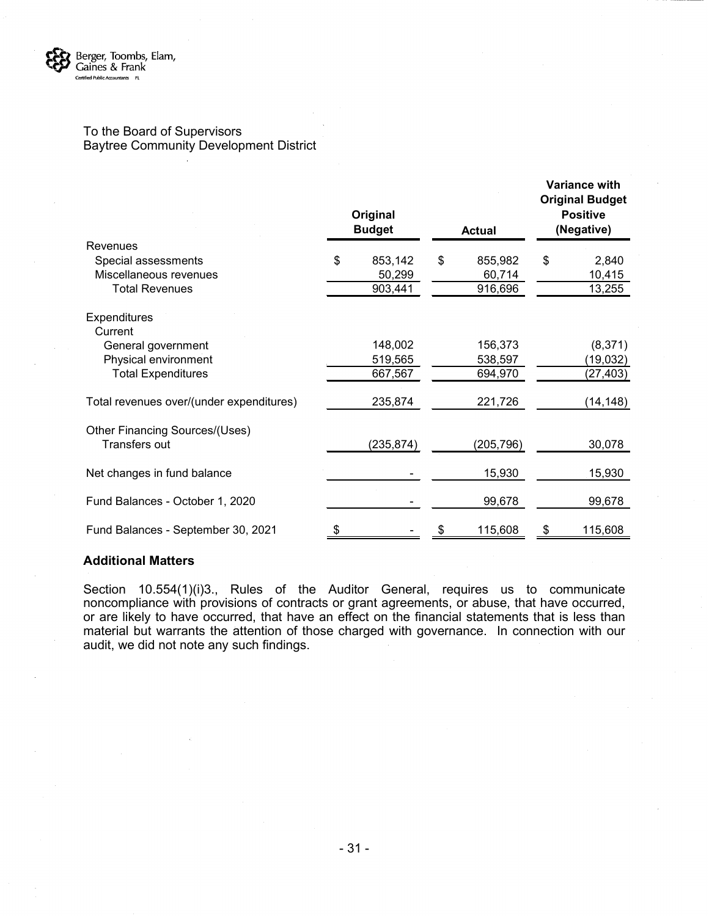Berger, Toombs, Elam, Gaines & Frank
Certified Public Accountants PL

To the Board of Supervisors
Baytree Community Development District

| | Original Budget | Actual | Variance with Original Budget Positive (Negative) |
|---|---|---|---|
| **Revenues** | | | |
| Special assessments | $ 853,142 | $ 855,982 | $ 2,840 |
| Miscellaneous revenues | 50,299 | 60,714 | 10,415 |
| Total Revenues | 903,441 | 916,696 | 13,255 |
| **Expenditures** | | | |
| Current | | | |
| General government | 148,002 | 156,373 | (8,371) |
| Physical environment | 519,565 | 538,597 | (19,032) |
| Total Expenditures | 667,567 | 694,970 | (27,403) |
| Total revenues over/(under expenditures) | 235,874 | 221,726 | (14,148) |
| **Other Financing Sources/(Uses)** | | | |
| Transfers out | (235,874) | (205,796) | 30,078 |
| Net changes in fund balance | - | 15,930 | 15,930 |
| Fund Balances - October 1, 2020 | - | 99,678 | 99,678 |
| Fund Balances - September 30, 2021 | $ - | $ 115,608 | $ 115,608 |

## Additional Matters

Section 10.554(1)(i)3., Rules of the Auditor General, requires us to communicate noncompliance with provisions of contracts or grant agreements, or abuse, that have occurred, or are likely to have occurred, that have an effect on the financial statements that is less than material but warrants the attention of those charged with governance. In connection with our audit, we did not note any such findings.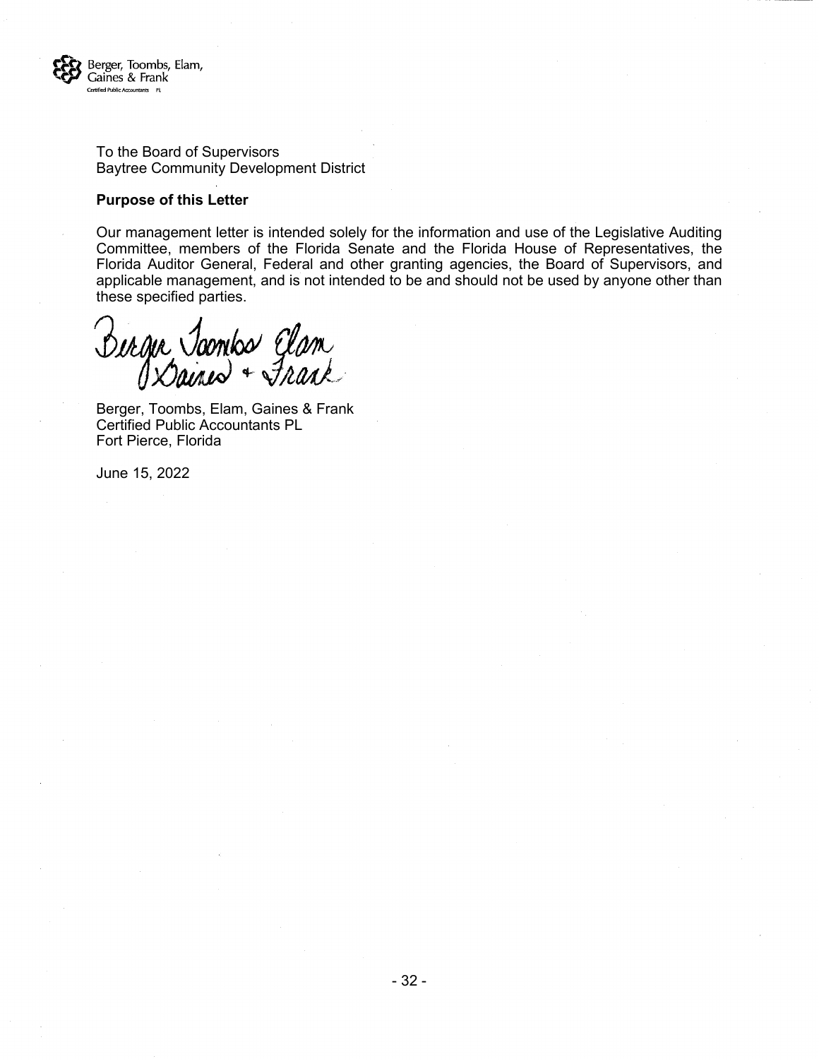Berger, Toombs, Elam, Gaines & Frank
Certified Public Accountants PL

To the Board of Supervisors
Baytree Community Development District

**Purpose of this Letter**

Our management letter is intended solely for the information and use of the Legislative Auditing Committee, members of the Florida Senate and the Florida House of Representatives, the Florida Auditor General, Federal and other granting agencies, the Board of Supervisors, and applicable management, and is not intended to be and should not be used by anyone other than these specified parties.

Berger Toombs Elam Gaines + Frank

Berger, Toombs, Elam, Gaines & Frank
Certified Public Accountants PL
Fort Pierce, Florida

June 15, 2022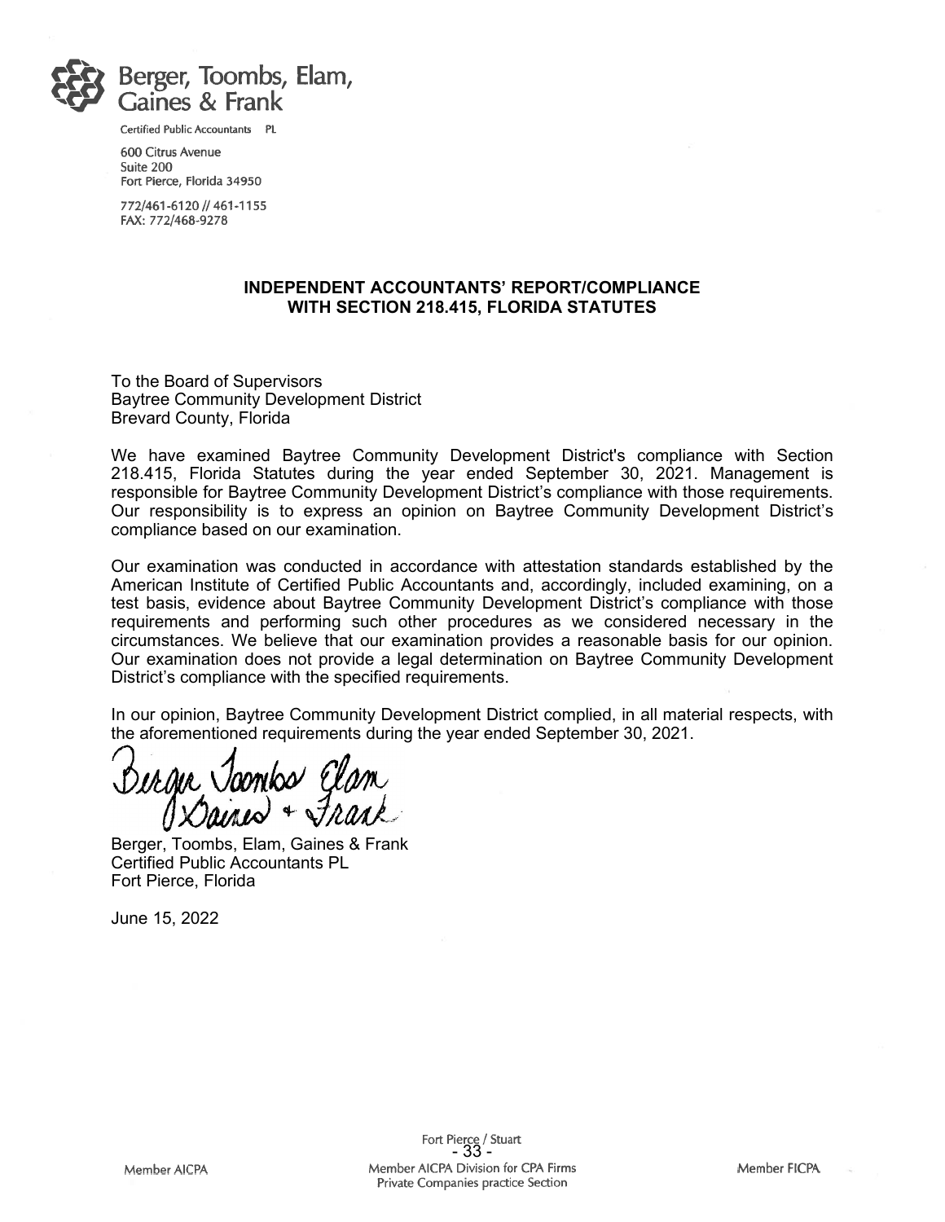Berger, Toombs, Elam, Gaines & Frank

Certified Public Accountants PL

600 Citrus Avenue
Suite 200
Fort Pierce, Florida 34950

772/461-6120 // 461-1155
FAX: 772/468-9278

## INDEPENDENT ACCOUNTANTS' REPORT/COMPLIANCE WITH SECTION 218.415, FLORIDA STATUTES

To the Board of Supervisors
Baytree Community Development District
Brevard County, Florida

We have examined Baytree Community Development District's compliance with Section 218.415, Florida Statutes during the year ended September 30, 2021. Management is responsible for Baytree Community Development District's compliance with those requirements. Our responsibility is to express an opinion on Baytree Community Development District's compliance based on our examination.

Our examination was conducted in accordance with attestation standards established by the American Institute of Certified Public Accountants and, accordingly, included examining, on a test basis, evidence about Baytree Community Development District's compliance with those requirements and performing such other procedures as we considered necessary in the circumstances. We believe that our examination provides a reasonable basis for our opinion. Our examination does not provide a legal determination on Baytree Community Development District's compliance with the specified requirements.

In our opinion, Baytree Community Development District complied, in all material respects, with the aforementioned requirements during the year ended September 30, 2021.

Berger, Toombs, Elam, Gaines & Frank
Certified Public Accountants PL
Fort Pierce, Florida

June 15, 2022

Fort Pierce / Stuart

Member AICPA

Member AICPA Division for CPA Firms
Private Companies practice Section

Member FICPA